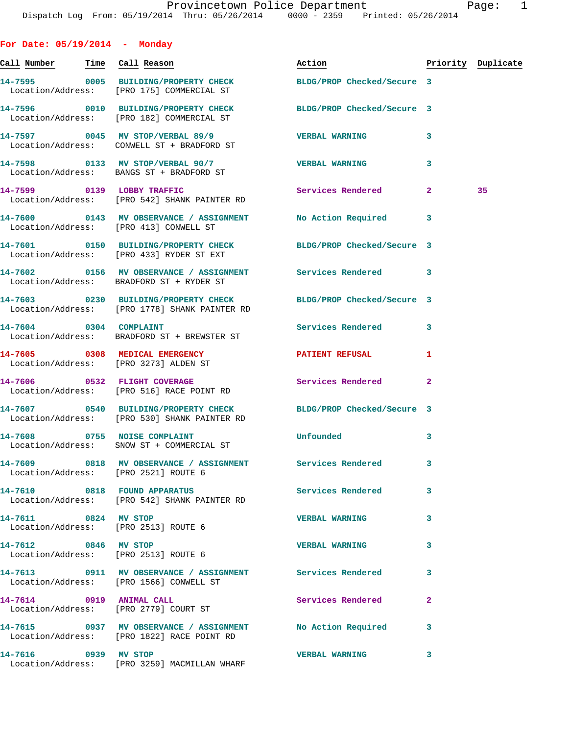Provincetown Police Department
Dispatch Log From: 05/19/2014 Thru: 05/26/2014 0000 - 2359 Printed: 05/26/2014

## For Date: 05/19/2014 - Monday

| Call Number | Time | Call Reason | Action | Priority | Duplicate |
|---|---|---|---|---|---|
| 14-7595 | 0005 | BUILDING/PROPERTY CHECK | BLDG/PROP Checked/Secure | 3 | |
| Location/Address: | | [PRO 175] COMMERCIAL ST | | | |
| 14-7596 | 0010 | BUILDING/PROPERTY CHECK | BLDG/PROP Checked/Secure | 3 | |
| Location/Address: | | [PRO 182] COMMERCIAL ST | | | |
| 14-7597 | 0045 | MV STOP/VERBAL 89/9 | VERBAL WARNING | 3 | |
| Location/Address: | | CONWELL ST + BRADFORD ST | | | |
| 14-7598 | 0133 | MV STOP/VERBAL 90/7 | VERBAL WARNING | 3 | |
| Location/Address: | | BANGS ST + BRADFORD ST | | | |
| 14-7599 | 0139 | LOBBY TRAFFIC | Services Rendered | 2 | 35 |
| Location/Address: | | [PRO 542] SHANK PAINTER RD | | | |
| 14-7600 | 0143 | MV OBSERVANCE / ASSIGNMENT | No Action Required | 3 | |
| Location/Address: | | [PRO 413] CONWELL ST | | | |
| 14-7601 | 0150 | BUILDING/PROPERTY CHECK | BLDG/PROP Checked/Secure | 3 | |
| Location/Address: | | [PRO 433] RYDER ST EXT | | | |
| 14-7602 | 0156 | MV OBSERVANCE / ASSIGNMENT | Services Rendered | 3 | |
| Location/Address: | | BRADFORD ST + RYDER ST | | | |
| 14-7603 | 0230 | BUILDING/PROPERTY CHECK | BLDG/PROP Checked/Secure | 3 | |
| Location/Address: | | [PRO 1778] SHANK PAINTER RD | | | |
| 14-7604 | 0304 | COMPLAINT | Services Rendered | 3 | |
| Location/Address: | | BRADFORD ST + BREWSTER ST | | | |
| 14-7605 | 0308 | MEDICAL EMERGENCY | PATIENT REFUSAL | 1 | |
| Location/Address: | | [PRO 3273] ALDEN ST | | | |
| 14-7606 | 0532 | FLIGHT COVERAGE | Services Rendered | 2 | |
| Location/Address: | | [PRO 516] RACE POINT RD | | | |
| 14-7607 | 0540 | BUILDING/PROPERTY CHECK | BLDG/PROP Checked/Secure | 3 | |
| Location/Address: | | [PRO 530] SHANK PAINTER RD | | | |
| 14-7608 | 0755 | NOISE COMPLAINT | Unfounded | 3 | |
| Location/Address: | | SNOW ST + COMMERCIAL ST | | | |
| 14-7609 | 0818 | MV OBSERVANCE / ASSIGNMENT | Services Rendered | 3 | |
| Location/Address: | | [PRO 2521] ROUTE 6 | | | |
| 14-7610 | 0818 | FOUND APPARATUS | Services Rendered | 3 | |
| Location/Address: | | [PRO 542] SHANK PAINTER RD | | | |
| 14-7611 | 0824 | MV STOP | VERBAL WARNING | 3 | |
| Location/Address: | | [PRO 2513] ROUTE 6 | | | |
| 14-7612 | 0846 | MV STOP | VERBAL WARNING | 3 | |
| Location/Address: | | [PRO 2513] ROUTE 6 | | | |
| 14-7613 | 0911 | MV OBSERVANCE / ASSIGNMENT | Services Rendered | 3 | |
| Location/Address: | | [PRO 1566] CONWELL ST | | | |
| 14-7614 | 0919 | ANIMAL CALL | Services Rendered | 2 | |
| Location/Address: | | [PRO 2779] COURT ST | | | |
| 14-7615 | 0937 | MV OBSERVANCE / ASSIGNMENT | No Action Required | 3 | |
| Location/Address: | | [PRO 1822] RACE POINT RD | | | |
| 14-7616 | 0939 | MV STOP | VERBAL WARNING | 3 | |
| Location/Address: | | [PRO 3259] MACMILLAN WHARF | | | |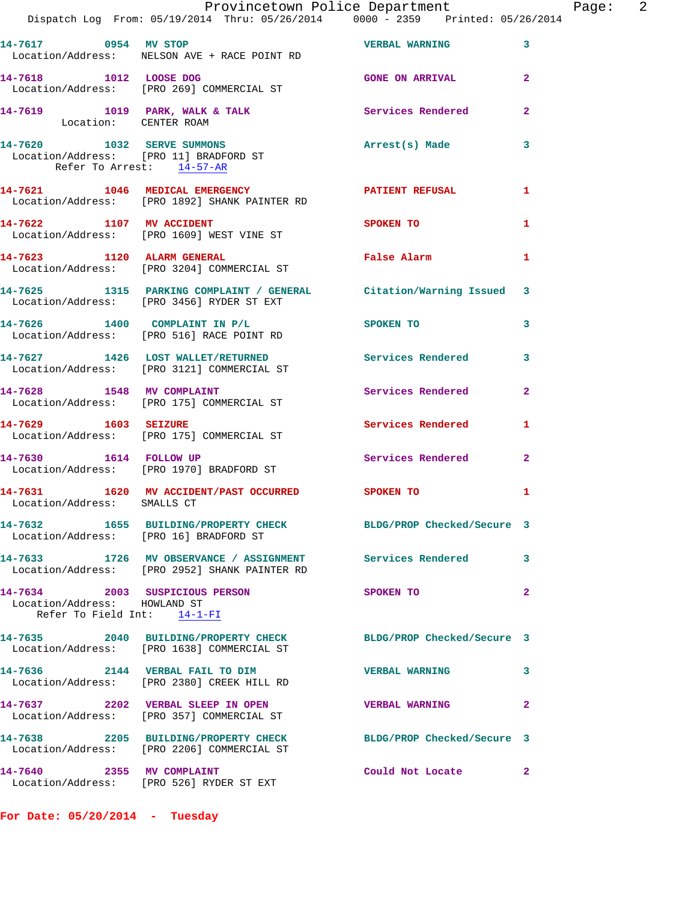14-7617 0954 MV STOP VERBAL WARNING 3
Location/Address: NELSON AVE + RACE POINT RD

14-7618 1012 LOOSE DOG GONE ON ARRIVAL 2
Location/Address: [PRO 269] COMMERCIAL ST

14-7619 1019 PARK, WALK & TALK Services Rendered 2
Location: CENTER ROAM

14-7620 1032 SERVE SUMMONS Arrest(s) Made 3
Location/Address: [PRO 11] BRADFORD ST
Refer To Arrest: 14-57-AR

14-7621 1046 MEDICAL EMERGENCY PATIENT REFUSAL 1
Location/Address: [PRO 1892] SHANK PAINTER RD

14-7622 1107 MV ACCIDENT SPOKEN TO 1
Location/Address: [PRO 1609] WEST VINE ST

14-7623 1120 ALARM GENERAL False Alarm 1
Location/Address: [PRO 3204] COMMERCIAL ST

14-7625 1315 PARKING COMPLAINT / GENERAL Citation/Warning Issued 3
Location/Address: [PRO 3456] RYDER ST EXT

14-7626 1400 COMPLAINT IN P/L SPOKEN TO 3
Location/Address: [PRO 516] RACE POINT RD

14-7627 1426 LOST WALLET/RETURNED Services Rendered 3
Location/Address: [PRO 3121] COMMERCIAL ST

14-7628 1548 MV COMPLAINT Services Rendered 2
Location/Address: [PRO 175] COMMERCIAL ST

14-7629 1603 SEIZURE Services Rendered 1
Location/Address: [PRO 175] COMMERCIAL ST

14-7630 1614 FOLLOW UP Services Rendered 2
Location/Address: [PRO 1970] BRADFORD ST

14-7631 1620 MV ACCIDENT/PAST OCCURRED SPOKEN TO 1
Location/Address: SMALLS CT

14-7632 1655 BUILDING/PROPERTY CHECK BLDG/PROP Checked/Secure 3
Location/Address: [PRO 16] BRADFORD ST

14-7633 1726 MV OBSERVANCE / ASSIGNMENT Services Rendered 3
Location/Address: [PRO 2952] SHANK PAINTER RD

14-7634 2003 SUSPICIOUS PERSON SPOKEN TO 2
Location/Address: HOWLAND ST
Refer To Field Int: 14-1-FI

14-7635 2040 BUILDING/PROPERTY CHECK BLDG/PROP Checked/Secure 3
Location/Address: [PRO 1638] COMMERCIAL ST

14-7636 2144 VERBAL FAIL TO DIM VERBAL WARNING 3
Location/Address: [PRO 2380] CREEK HILL RD

14-7637 2202 VERBAL SLEEP IN OPEN VERBAL WARNING 2
Location/Address: [PRO 357] COMMERCIAL ST

14-7638 2205 BUILDING/PROPERTY CHECK BLDG/PROP Checked/Secure 3
Location/Address: [PRO 2206] COMMERCIAL ST

14-7640 2355 MV COMPLAINT Could Not Locate 2
Location/Address: [PRO 526] RYDER ST EXT

**For Date: 05/20/2014 - Tuesday**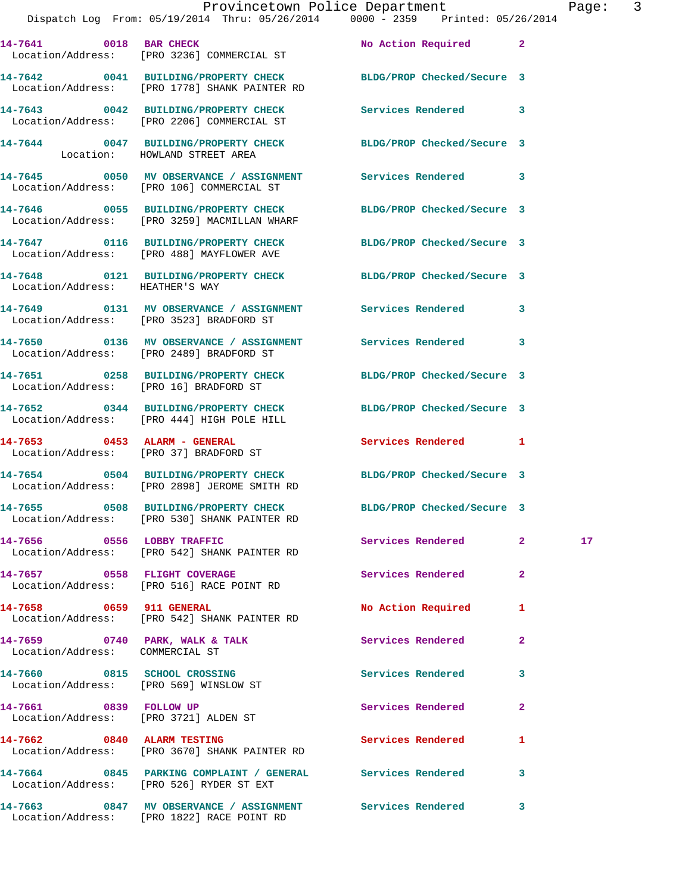| Call # | Time | Call Type | Action | Priority | |
|---|---|---|---|---|---|
| 14-7641 | 0018 | BAR CHECK | No Action Required | 2 | |
| Location/Address: [PRO 3236] COMMERCIAL ST | | | | | |
| 14-7642 | 0041 | BUILDING/PROPERTY CHECK | BLDG/PROP Checked/Secure | 3 | |
| Location/Address: [PRO 1778] SHANK PAINTER RD | | | | | |
| 14-7643 | 0042 | BUILDING/PROPERTY CHECK | Services Rendered | 3 | |
| Location/Address: [PRO 2206] COMMERCIAL ST | | | | | |
| 14-7644 | 0047 | BUILDING/PROPERTY CHECK | BLDG/PROP Checked/Secure | 3 | |
| Location: HOWLAND STREET AREA | | | | | |
| 14-7645 | 0050 | MV OBSERVANCE / ASSIGNMENT | Services Rendered | 3 | |
| Location/Address: [PRO 106] COMMERCIAL ST | | | | | |
| 14-7646 | 0055 | BUILDING/PROPERTY CHECK | BLDG/PROP Checked/Secure | 3 | |
| Location/Address: [PRO 3259] MACMILLAN WHARF | | | | | |
| 14-7647 | 0116 | BUILDING/PROPERTY CHECK | BLDG/PROP Checked/Secure | 3 | |
| Location/Address: [PRO 488] MAYFLOWER AVE | | | | | |
| 14-7648 | 0121 | BUILDING/PROPERTY CHECK | BLDG/PROP Checked/Secure | 3 | |
| Location/Address: HEATHER'S WAY | | | | | |
| 14-7649 | 0131 | MV OBSERVANCE / ASSIGNMENT | Services Rendered | 3 | |
| Location/Address: [PRO 3523] BRADFORD ST | | | | | |
| 14-7650 | 0136 | MV OBSERVANCE / ASSIGNMENT | Services Rendered | 3 | |
| Location/Address: [PRO 2489] BRADFORD ST | | | | | |
| 14-7651 | 0258 | BUILDING/PROPERTY CHECK | BLDG/PROP Checked/Secure | 3 | |
| Location/Address: [PRO 16] BRADFORD ST | | | | | |
| 14-7652 | 0344 | BUILDING/PROPERTY CHECK | BLDG/PROP Checked/Secure | 3 | |
| Location/Address: [PRO 444] HIGH POLE HILL | | | | | |
| 14-7653 | 0453 | ALARM - GENERAL | Services Rendered | 1 | |
| Location/Address: [PRO 37] BRADFORD ST | | | | | |
| 14-7654 | 0504 | BUILDING/PROPERTY CHECK | BLDG/PROP Checked/Secure | 3 | |
| Location/Address: [PRO 2898] JEROME SMITH RD | | | | | |
| 14-7655 | 0508 | BUILDING/PROPERTY CHECK | BLDG/PROP Checked/Secure | 3 | |
| Location/Address: [PRO 530] SHANK PAINTER RD | | | | | |
| 14-7656 | 0556 | LOBBY TRAFFIC | Services Rendered | 2 | 17 |
| Location/Address: [PRO 542] SHANK PAINTER RD | | | | | |
| 14-7657 | 0558 | FLIGHT COVERAGE | Services Rendered | 2 | |
| Location/Address: [PRO 516] RACE POINT RD | | | | | |
| 14-7658 | 0659 | 911 GENERAL | No Action Required | 1 | |
| Location/Address: [PRO 542] SHANK PAINTER RD | | | | | |
| 14-7659 | 0740 | PARK, WALK & TALK | Services Rendered | 2 | |
| Location/Address: COMMERCIAL ST | | | | | |
| 14-7660 | 0815 | SCHOOL CROSSING | Services Rendered | 3 | |
| Location/Address: [PRO 569] WINSLOW ST | | | | | |
| 14-7661 | 0839 | FOLLOW UP | Services Rendered | 2 | |
| Location/Address: [PRO 3721] ALDEN ST | | | | | |
| 14-7662 | 0840 | ALARM TESTING | Services Rendered | 1 | |
| Location/Address: [PRO 3670] SHANK PAINTER RD | | | | | |
| 14-7664 | 0845 | PARKING COMPLAINT / GENERAL | Services Rendered | 3 | |
| Location/Address: [PRO 526] RYDER ST EXT | | | | | |
| 14-7663 | 0847 | MV OBSERVANCE / ASSIGNMENT | Services Rendered | 3 | |
| Location/Address: [PRO 1822] RACE POINT RD | | | | | |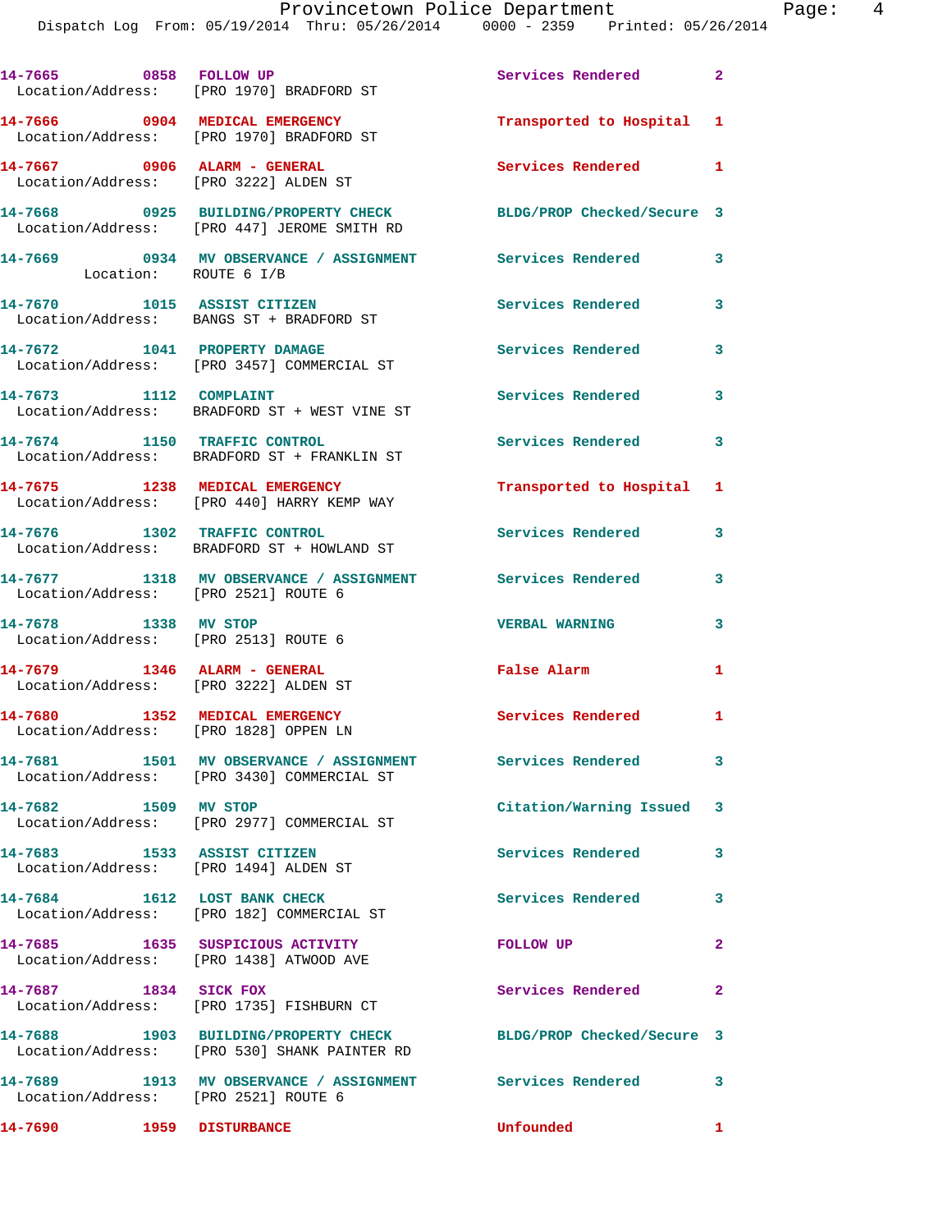14-7665 0858 FOLLOW UP Services Rendered 2
Location/Address: [PRO 1970] BRADFORD ST

14-7666 0904 MEDICAL EMERGENCY Transported to Hospital 1
Location/Address: [PRO 1970] BRADFORD ST

14-7667 0906 ALARM - GENERAL Services Rendered 1
Location/Address: [PRO 3222] ALDEN ST

14-7668 0925 BUILDING/PROPERTY CHECK BLDG/PROP Checked/Secure 3
Location/Address: [PRO 447] JEROME SMITH RD

14-7669 0934 MV OBSERVANCE / ASSIGNMENT Services Rendered 3
Location: ROUTE 6 I/B

14-7670 1015 ASSIST CITIZEN Services Rendered 3
Location/Address: BANGS ST + BRADFORD ST

14-7672 1041 PROPERTY DAMAGE Services Rendered 3
Location/Address: [PRO 3457] COMMERCIAL ST

14-7673 1112 COMPLAINT Services Rendered 3
Location/Address: BRADFORD ST + WEST VINE ST

14-7674 1150 TRAFFIC CONTROL Services Rendered 3
Location/Address: BRADFORD ST + FRANKLIN ST

14-7675 1238 MEDICAL EMERGENCY Transported to Hospital 1
Location/Address: [PRO 440] HARRY KEMP WAY

14-7676 1302 TRAFFIC CONTROL Services Rendered 3
Location/Address: BRADFORD ST + HOWLAND ST

14-7677 1318 MV OBSERVANCE / ASSIGNMENT Services Rendered 3
Location/Address: [PRO 2521] ROUTE 6

14-7678 1338 MV STOP VERBAL WARNING 3
Location/Address: [PRO 2513] ROUTE 6

14-7679 1346 ALARM - GENERAL False Alarm 1
Location/Address: [PRO 3222] ALDEN ST

14-7680 1352 MEDICAL EMERGENCY Services Rendered 1
Location/Address: [PRO 1828] OPPEN LN

14-7681 1501 MV OBSERVANCE / ASSIGNMENT Services Rendered 3
Location/Address: [PRO 3430] COMMERCIAL ST

14-7682 1509 MV STOP Citation/Warning Issued 3
Location/Address: [PRO 2977] COMMERCIAL ST

14-7683 1533 ASSIST CITIZEN Services Rendered 3
Location/Address: [PRO 1494] ALDEN ST

14-7684 1612 LOST BANK CHECK Services Rendered 3
Location/Address: [PRO 182] COMMERCIAL ST

14-7685 1635 SUSPICIOUS ACTIVITY FOLLOW UP 2
Location/Address: [PRO 1438] ATWOOD AVE

14-7687 1834 SICK FOX Services Rendered 2
Location/Address: [PRO 1735] FISHBURN CT

14-7688 1903 BUILDING/PROPERTY CHECK BLDG/PROP Checked/Secure 3
Location/Address: [PRO 530] SHANK PAINTER RD

14-7689 1913 MV OBSERVANCE / ASSIGNMENT Services Rendered 3
Location/Address: [PRO 2521] ROUTE 6

14-7690 1959 DISTURBANCE Unfounded 1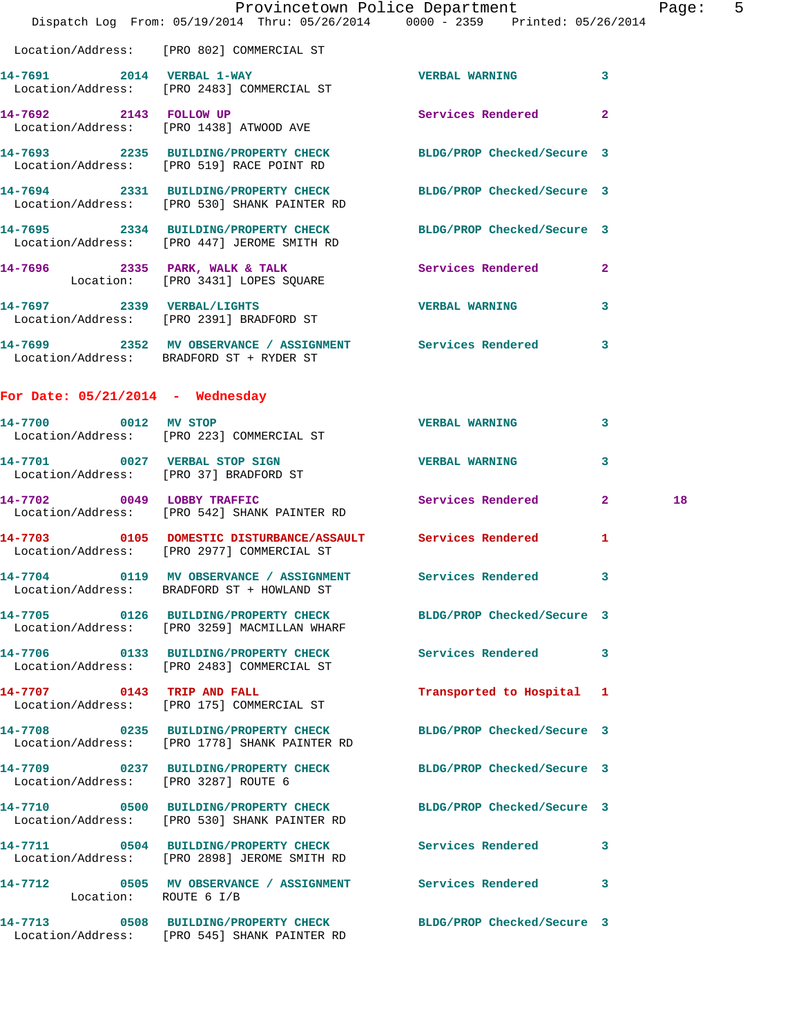Location/Address: [PRO 802] COMMERCIAL ST

**14-7691** 2014 VERBAL 1-WAY — VERBAL WARNING 3
Location/Address: [PRO 2483] COMMERCIAL ST

**14-7692** 2143 FOLLOW UP — Services Rendered 2
Location/Address: [PRO 1438] ATWOOD AVE

**14-7693** 2235 BUILDING/PROPERTY CHECK — BLDG/PROP Checked/Secure 3
Location/Address: [PRO 519] RACE POINT RD

**14-7694** 2331 BUILDING/PROPERTY CHECK — BLDG/PROP Checked/Secure 3
Location/Address: [PRO 530] SHANK PAINTER RD

**14-7695** 2334 BUILDING/PROPERTY CHECK — BLDG/PROP Checked/Secure 3
Location/Address: [PRO 447] JEROME SMITH RD

**14-7696** 2335 PARK, WALK & TALK — Services Rendered 2
Location: [PRO 3431] LOPES SQUARE

**14-7697** 2339 VERBAL/LIGHTS — VERBAL WARNING 3
Location/Address: [PRO 2391] BRADFORD ST

**14-7699** 2352 MV OBSERVANCE / ASSIGNMENT — Services Rendered 3
Location/Address: BRADFORD ST + RYDER ST

## For Date: 05/21/2014 - Wednesday

**14-7700** 0012 MV STOP — VERBAL WARNING 3
Location/Address: [PRO 223] COMMERCIAL ST

**14-7701** 0027 VERBAL STOP SIGN — VERBAL WARNING 3
Location/Address: [PRO 37] BRADFORD ST

**14-7702** 0049 LOBBY TRAFFIC — Services Rendered 2 18
Location/Address: [PRO 542] SHANK PAINTER RD

**14-7703** 0105 DOMESTIC DISTURBANCE/ASSAULT — Services Rendered 1
Location/Address: [PRO 2977] COMMERCIAL ST

**14-7704** 0119 MV OBSERVANCE / ASSIGNMENT — Services Rendered 3
Location/Address: BRADFORD ST + HOWLAND ST

**14-7705** 0126 BUILDING/PROPERTY CHECK — BLDG/PROP Checked/Secure 3
Location/Address: [PRO 3259] MACMILLAN WHARF

**14-7706** 0133 BUILDING/PROPERTY CHECK — Services Rendered 3
Location/Address: [PRO 2483] COMMERCIAL ST

**14-7707** 0143 TRIP AND FALL — Transported to Hospital 1
Location/Address: [PRO 175] COMMERCIAL ST

**14-7708** 0235 BUILDING/PROPERTY CHECK — BLDG/PROP Checked/Secure 3
Location/Address: [PRO 1778] SHANK PAINTER RD

**14-7709** 0237 BUILDING/PROPERTY CHECK — BLDG/PROP Checked/Secure 3
Location/Address: [PRO 3287] ROUTE 6

**14-7710** 0500 BUILDING/PROPERTY CHECK — BLDG/PROP Checked/Secure 3
Location/Address: [PRO 530] SHANK PAINTER RD

**14-7711** 0504 BUILDING/PROPERTY CHECK — Services Rendered 3
Location/Address: [PRO 2898] JEROME SMITH RD

**14-7712** 0505 MV OBSERVANCE / ASSIGNMENT — Services Rendered 3
Location: ROUTE 6 I/B

**14-7713** 0508 BUILDING/PROPERTY CHECK — BLDG/PROP Checked/Secure 3
Location/Address: [PRO 545] SHANK PAINTER RD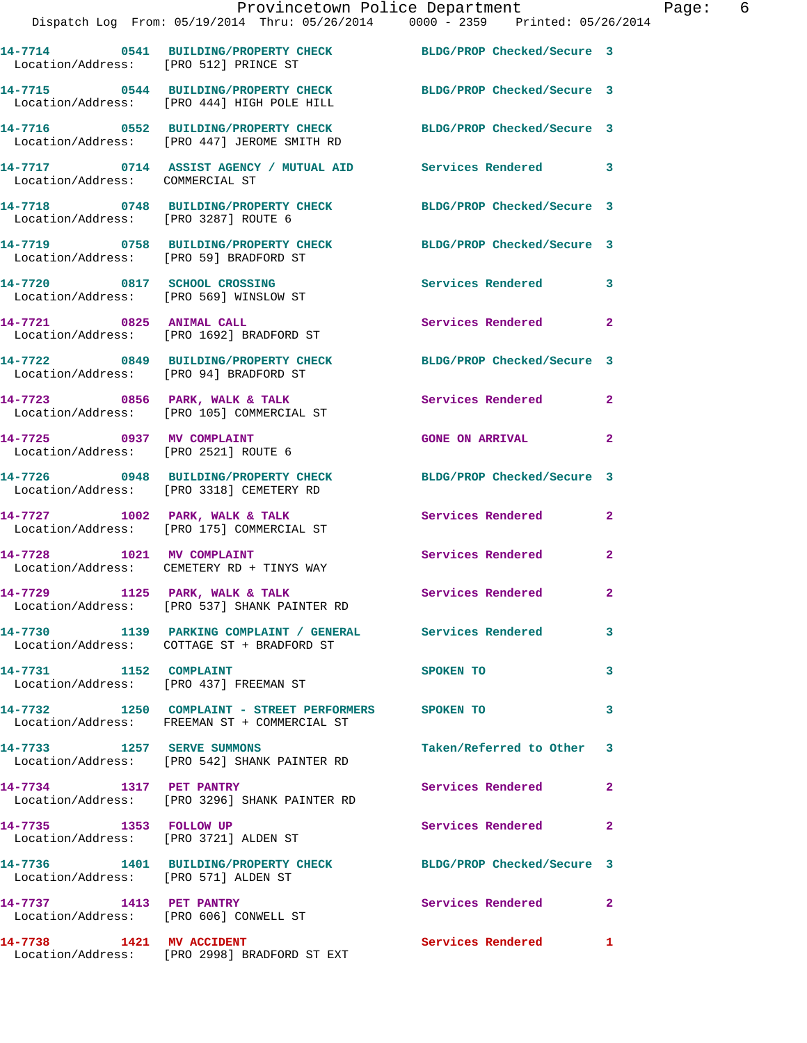14-7714 0541 BUILDING/PROPERTY CHECK BLDG/PROP Checked/Secure 3
Location/Address: [PRO 512] PRINCE ST

14-7715 0544 BUILDING/PROPERTY CHECK BLDG/PROP Checked/Secure 3
Location/Address: [PRO 444] HIGH POLE HILL

14-7716 0552 BUILDING/PROPERTY CHECK BLDG/PROP Checked/Secure 3
Location/Address: [PRO 447] JEROME SMITH RD

14-7717 0714 ASSIST AGENCY / MUTUAL AID Services Rendered 3
Location/Address: COMMERCIAL ST

14-7718 0748 BUILDING/PROPERTY CHECK BLDG/PROP Checked/Secure 3
Location/Address: [PRO 3287] ROUTE 6

14-7719 0758 BUILDING/PROPERTY CHECK BLDG/PROP Checked/Secure 3
Location/Address: [PRO 59] BRADFORD ST

14-7720 0817 SCHOOL CROSSING Services Rendered 3
Location/Address: [PRO 569] WINSLOW ST

14-7721 0825 ANIMAL CALL Services Rendered 2
Location/Address: [PRO 1692] BRADFORD ST

14-7722 0849 BUILDING/PROPERTY CHECK BLDG/PROP Checked/Secure 3
Location/Address: [PRO 94] BRADFORD ST

14-7723 0856 PARK, WALK & TALK Services Rendered 2
Location/Address: [PRO 105] COMMERCIAL ST

14-7725 0937 MV COMPLAINT GONE ON ARRIVAL 2
Location/Address: [PRO 2521] ROUTE 6

14-7726 0948 BUILDING/PROPERTY CHECK BLDG/PROP Checked/Secure 3
Location/Address: [PRO 3318] CEMETERY RD

14-7727 1002 PARK, WALK & TALK Services Rendered 2
Location/Address: [PRO 175] COMMERCIAL ST

14-7728 1021 MV COMPLAINT Services Rendered 2
Location/Address: CEMETERY RD + TINYS WAY

14-7729 1125 PARK, WALK & TALK Services Rendered 2
Location/Address: [PRO 537] SHANK PAINTER RD

14-7730 1139 PARKING COMPLAINT / GENERAL Services Rendered 3
Location/Address: COTTAGE ST + BRADFORD ST

14-7731 1152 COMPLAINT SPOKEN TO 3
Location/Address: [PRO 437] FREEMAN ST

14-7732 1250 COMPLAINT - STREET PERFORMERS SPOKEN TO 3
Location/Address: FREEMAN ST + COMMERCIAL ST

14-7733 1257 SERVE SUMMONS Taken/Referred to Other 3
Location/Address: [PRO 542] SHANK PAINTER RD

14-7734 1317 PET PANTRY Services Rendered 2
Location/Address: [PRO 3296] SHANK PAINTER RD

14-7735 1353 FOLLOW UP Services Rendered 2
Location/Address: [PRO 3721] ALDEN ST

14-7736 1401 BUILDING/PROPERTY CHECK BLDG/PROP Checked/Secure 3
Location/Address: [PRO 571] ALDEN ST

14-7737 1413 PET PANTRY Services Rendered 2
Location/Address: [PRO 606] CONWELL ST

14-7738 1421 MV ACCIDENT Services Rendered 1
Location/Address: [PRO 2998] BRADFORD ST EXT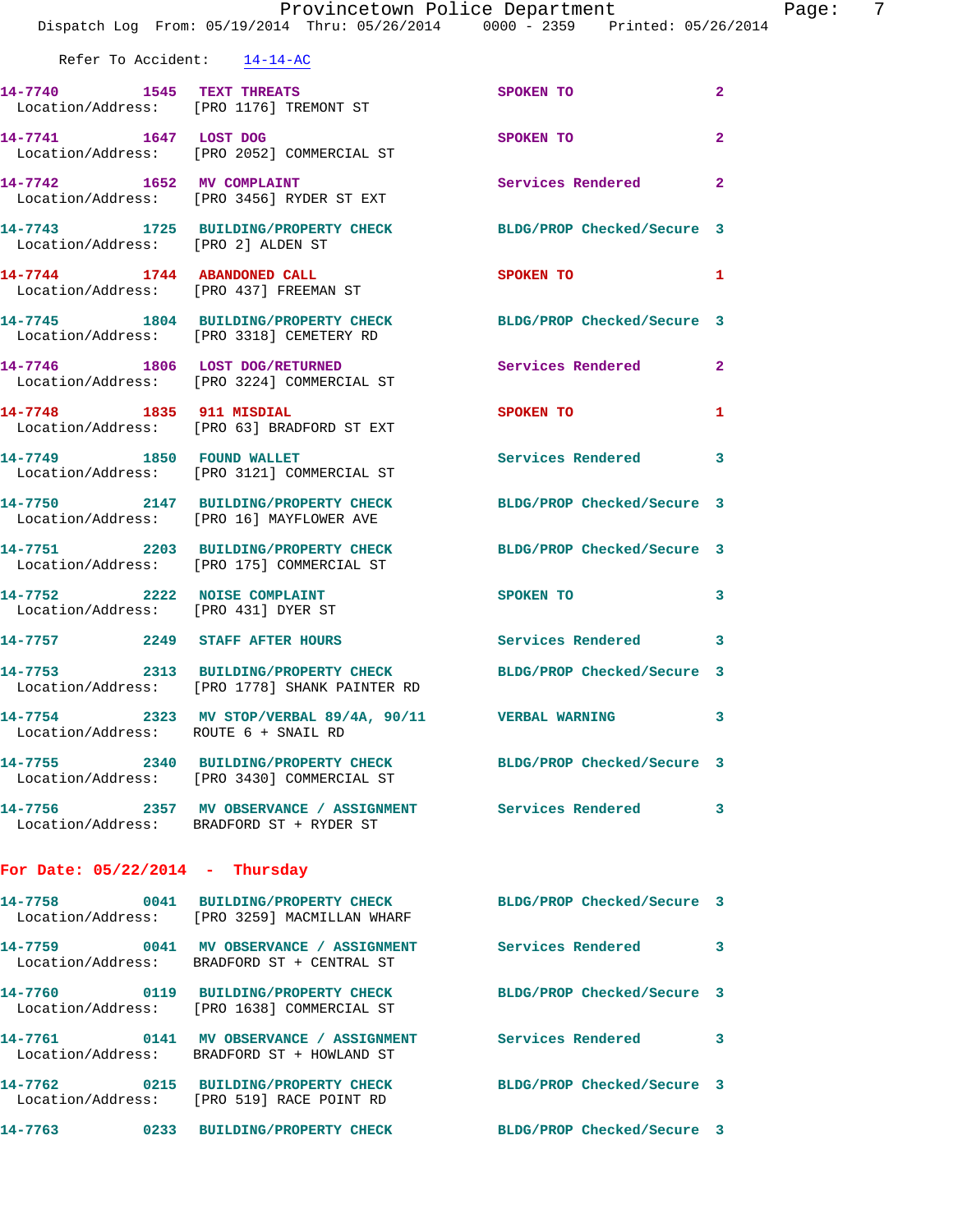Refer To Accident: 14-14-AC

14-7740 1545 TEXT THREATS SPOKEN TO 2
Location/Address: [PRO 1176] TREMONT ST

14-7741 1647 LOST DOG SPOKEN TO 2
Location/Address: [PRO 2052] COMMERCIAL ST

14-7742 1652 MV COMPLAINT Services Rendered 2
Location/Address: [PRO 3456] RYDER ST EXT

14-7743 1725 BUILDING/PROPERTY CHECK BLDG/PROP Checked/Secure 3
Location/Address: [PRO 2] ALDEN ST

14-7744 1744 ABANDONED CALL SPOKEN TO 1
Location/Address: [PRO 437] FREEMAN ST

14-7745 1804 BUILDING/PROPERTY CHECK BLDG/PROP Checked/Secure 3
Location/Address: [PRO 3318] CEMETERY RD

14-7746 1806 LOST DOG/RETURNED Services Rendered 2
Location/Address: [PRO 3224] COMMERCIAL ST

14-7748 1835 911 MISDIAL SPOKEN TO 1
Location/Address: [PRO 63] BRADFORD ST EXT

14-7749 1850 FOUND WALLET Services Rendered 3
Location/Address: [PRO 3121] COMMERCIAL ST

14-7750 2147 BUILDING/PROPERTY CHECK BLDG/PROP Checked/Secure 3
Location/Address: [PRO 16] MAYFLOWER AVE

14-7751 2203 BUILDING/PROPERTY CHECK BLDG/PROP Checked/Secure 3
Location/Address: [PRO 175] COMMERCIAL ST

14-7752 2222 NOISE COMPLAINT SPOKEN TO 3
Location/Address: [PRO 431] DYER ST

14-7757 2249 STAFF AFTER HOURS Services Rendered 3

14-7753 2313 BUILDING/PROPERTY CHECK BLDG/PROP Checked/Secure 3
Location/Address: [PRO 1778] SHANK PAINTER RD

14-7754 2323 MV STOP/VERBAL 89/4A, 90/11 VERBAL WARNING 3
Location/Address: ROUTE 6 + SNAIL RD

14-7755 2340 BUILDING/PROPERTY CHECK BLDG/PROP Checked/Secure 3
Location/Address: [PRO 3430] COMMERCIAL ST

14-7756 2357 MV OBSERVANCE / ASSIGNMENT Services Rendered 3
Location/Address: BRADFORD ST + RYDER ST

## For Date: 05/22/2014 - Thursday

14-7758 0041 BUILDING/PROPERTY CHECK BLDG/PROP Checked/Secure 3
Location/Address: [PRO 3259] MACMILLAN WHARF

14-7759 0041 MV OBSERVANCE / ASSIGNMENT Services Rendered 3
Location/Address: BRADFORD ST + CENTRAL ST

14-7760 0119 BUILDING/PROPERTY CHECK BLDG/PROP Checked/Secure 3
Location/Address: [PRO 1638] COMMERCIAL ST

14-7761 0141 MV OBSERVANCE / ASSIGNMENT Services Rendered 3
Location/Address: BRADFORD ST + HOWLAND ST

14-7762 0215 BUILDING/PROPERTY CHECK BLDG/PROP Checked/Secure 3
Location/Address: [PRO 519] RACE POINT RD

14-7763 0233 BUILDING/PROPERTY CHECK BLDG/PROP Checked/Secure 3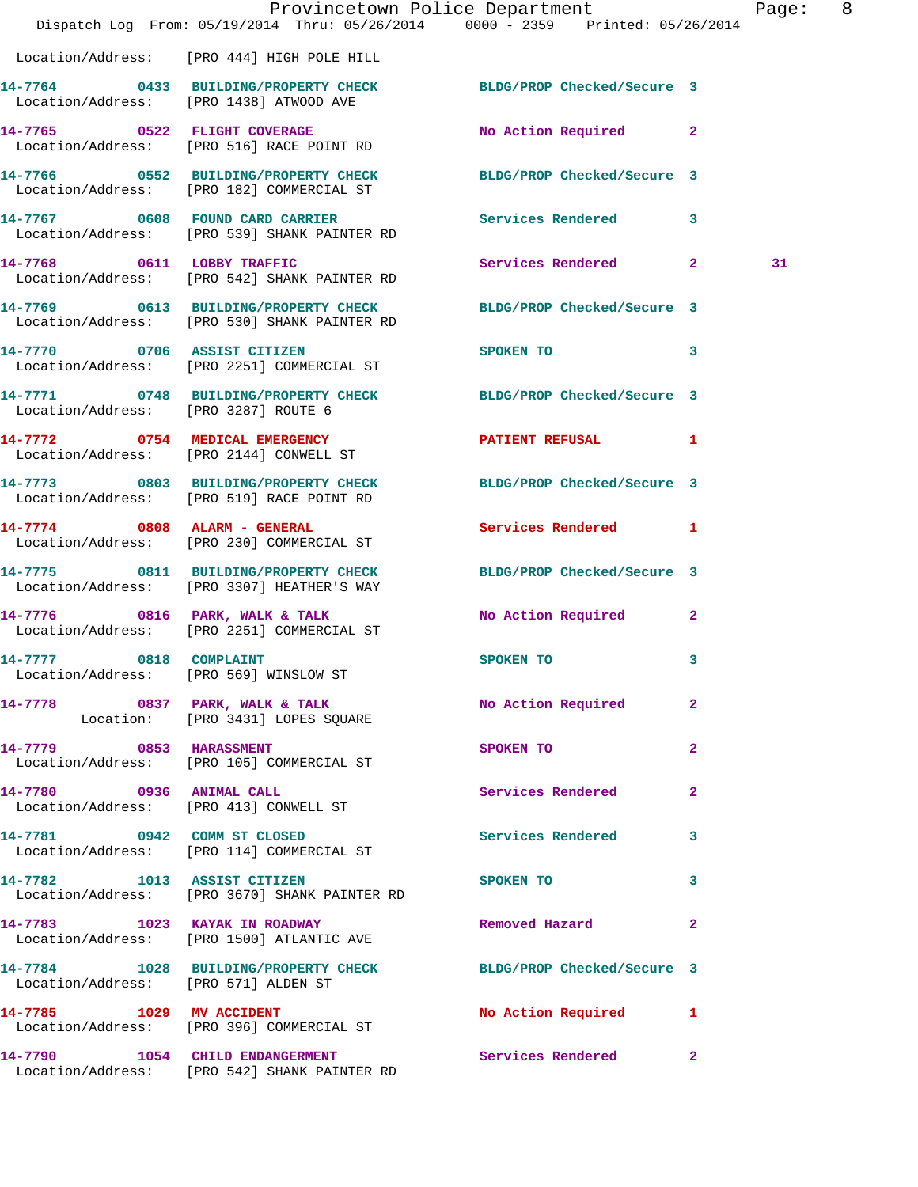Location/Address: [PRO 444] HIGH POLE HILL

14-7764 0433 BUILDING/PROPERTY CHECK BLDG/PROP Checked/Secure 3
Location/Address: [PRO 1438] ATWOOD AVE

14-7765 0522 FLIGHT COVERAGE No Action Required 2
Location/Address: [PRO 516] RACE POINT RD

14-7766 0552 BUILDING/PROPERTY CHECK BLDG/PROP Checked/Secure 3
Location/Address: [PRO 182] COMMERCIAL ST

14-7767 0608 FOUND CARD CARRIER Services Rendered 3
Location/Address: [PRO 539] SHANK PAINTER RD

14-7768 0611 LOBBY TRAFFIC Services Rendered 2 31
Location/Address: [PRO 542] SHANK PAINTER RD

14-7769 0613 BUILDING/PROPERTY CHECK BLDG/PROP Checked/Secure 3
Location/Address: [PRO 530] SHANK PAINTER RD

14-7770 0706 ASSIST CITIZEN SPOKEN TO 3
Location/Address: [PRO 2251] COMMERCIAL ST

14-7771 0748 BUILDING/PROPERTY CHECK BLDG/PROP Checked/Secure 3
Location/Address: [PRO 3287] ROUTE 6

14-7772 0754 MEDICAL EMERGENCY PATIENT REFUSAL 1
Location/Address: [PRO 2144] CONWELL ST

14-7773 0803 BUILDING/PROPERTY CHECK BLDG/PROP Checked/Secure 3
Location/Address: [PRO 519] RACE POINT RD

14-7774 0808 ALARM - GENERAL Services Rendered 1
Location/Address: [PRO 230] COMMERCIAL ST

14-7775 0811 BUILDING/PROPERTY CHECK BLDG/PROP Checked/Secure 3
Location/Address: [PRO 3307] HEATHER'S WAY

14-7776 0816 PARK, WALK & TALK No Action Required 2
Location/Address: [PRO 2251] COMMERCIAL ST

14-7777 0818 COMPLAINT SPOKEN TO 3
Location/Address: [PRO 569] WINSLOW ST

14-7778 0837 PARK, WALK & TALK No Action Required 2
Location: [PRO 3431] LOPES SQUARE

14-7779 0853 HARASSMENT SPOKEN TO 2
Location/Address: [PRO 105] COMMERCIAL ST

14-7780 0936 ANIMAL CALL Services Rendered 2
Location/Address: [PRO 413] CONWELL ST

14-7781 0942 COMM ST CLOSED Services Rendered 3
Location/Address: [PRO 114] COMMERCIAL ST

14-7782 1013 ASSIST CITIZEN SPOKEN TO 3
Location/Address: [PRO 3670] SHANK PAINTER RD

14-7783 1023 KAYAK IN ROADWAY Removed Hazard 2
Location/Address: [PRO 1500] ATLANTIC AVE

14-7784 1028 BUILDING/PROPERTY CHECK BLDG/PROP Checked/Secure 3
Location/Address: [PRO 571] ALDEN ST

14-7785 1029 MV ACCIDENT No Action Required 1
Location/Address: [PRO 396] COMMERCIAL ST

14-7790 1054 CHILD ENDANGERMENT Services Rendered 2
Location/Address: [PRO 542] SHANK PAINTER RD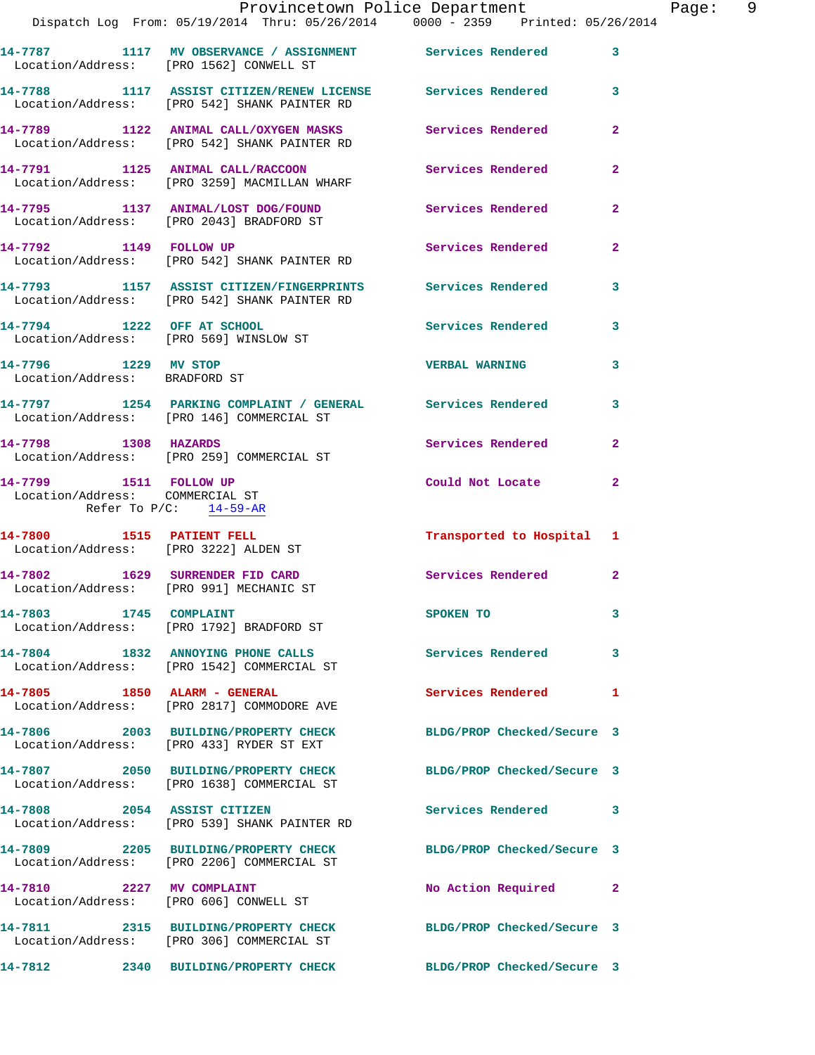14-7787 1117 MV OBSERVANCE / ASSIGNMENT Services Rendered 3
Location/Address: [PRO 1562] CONWELL ST

14-7788 1117 ASSIST CITIZEN/RENEW LICENSE Services Rendered 3
Location/Address: [PRO 542] SHANK PAINTER RD

14-7789 1122 ANIMAL CALL/OXYGEN MASKS Services Rendered 2
Location/Address: [PRO 542] SHANK PAINTER RD

14-7791 1125 ANIMAL CALL/RACCOON Services Rendered 2
Location/Address: [PRO 3259] MACMILLAN WHARF

14-7795 1137 ANIMAL/LOST DOG/FOUND Services Rendered 2
Location/Address: [PRO 2043] BRADFORD ST

14-7792 1149 FOLLOW UP Services Rendered 2
Location/Address: [PRO 542] SHANK PAINTER RD

14-7793 1157 ASSIST CITIZEN/FINGERPRINTS Services Rendered 3
Location/Address: [PRO 542] SHANK PAINTER RD

14-7794 1222 OFF AT SCHOOL Services Rendered 3
Location/Address: [PRO 569] WINSLOW ST

14-7796 1229 MV STOP VERBAL WARNING 3
Location/Address: BRADFORD ST

14-7797 1254 PARKING COMPLAINT / GENERAL Services Rendered 3
Location/Address: [PRO 146] COMMERCIAL ST

14-7798 1308 HAZARDS Services Rendered 2
Location/Address: [PRO 259] COMMERCIAL ST

14-7799 1511 FOLLOW UP Could Not Locate 2
Location/Address: COMMERCIAL ST
Refer To P/C: 14-59-AR

14-7800 1515 PATIENT FELL Transported to Hospital 1
Location/Address: [PRO 3222] ALDEN ST

14-7802 1629 SURRENDER FID CARD Services Rendered 2
Location/Address: [PRO 991] MECHANIC ST

14-7803 1745 COMPLAINT SPOKEN TO 3
Location/Address: [PRO 1792] BRADFORD ST

14-7804 1832 ANNOYING PHONE CALLS Services Rendered 3
Location/Address: [PRO 1542] COMMERCIAL ST

14-7805 1850 ALARM - GENERAL Services Rendered 1
Location/Address: [PRO 2817] COMMODORE AVE

14-7806 2003 BUILDING/PROPERTY CHECK BLDG/PROP Checked/Secure 3
Location/Address: [PRO 433] RYDER ST EXT

14-7807 2050 BUILDING/PROPERTY CHECK BLDG/PROP Checked/Secure 3
Location/Address: [PRO 1638] COMMERCIAL ST

14-7808 2054 ASSIST CITIZEN Services Rendered 3
Location/Address: [PRO 539] SHANK PAINTER RD

14-7809 2205 BUILDING/PROPERTY CHECK BLDG/PROP Checked/Secure 3
Location/Address: [PRO 2206] COMMERCIAL ST

14-7810 2227 MV COMPLAINT No Action Required 2
Location/Address: [PRO 606] CONWELL ST

14-7811 2315 BUILDING/PROPERTY CHECK BLDG/PROP Checked/Secure 3
Location/Address: [PRO 306] COMMERCIAL ST

14-7812 2340 BUILDING/PROPERTY CHECK BLDG/PROP Checked/Secure 3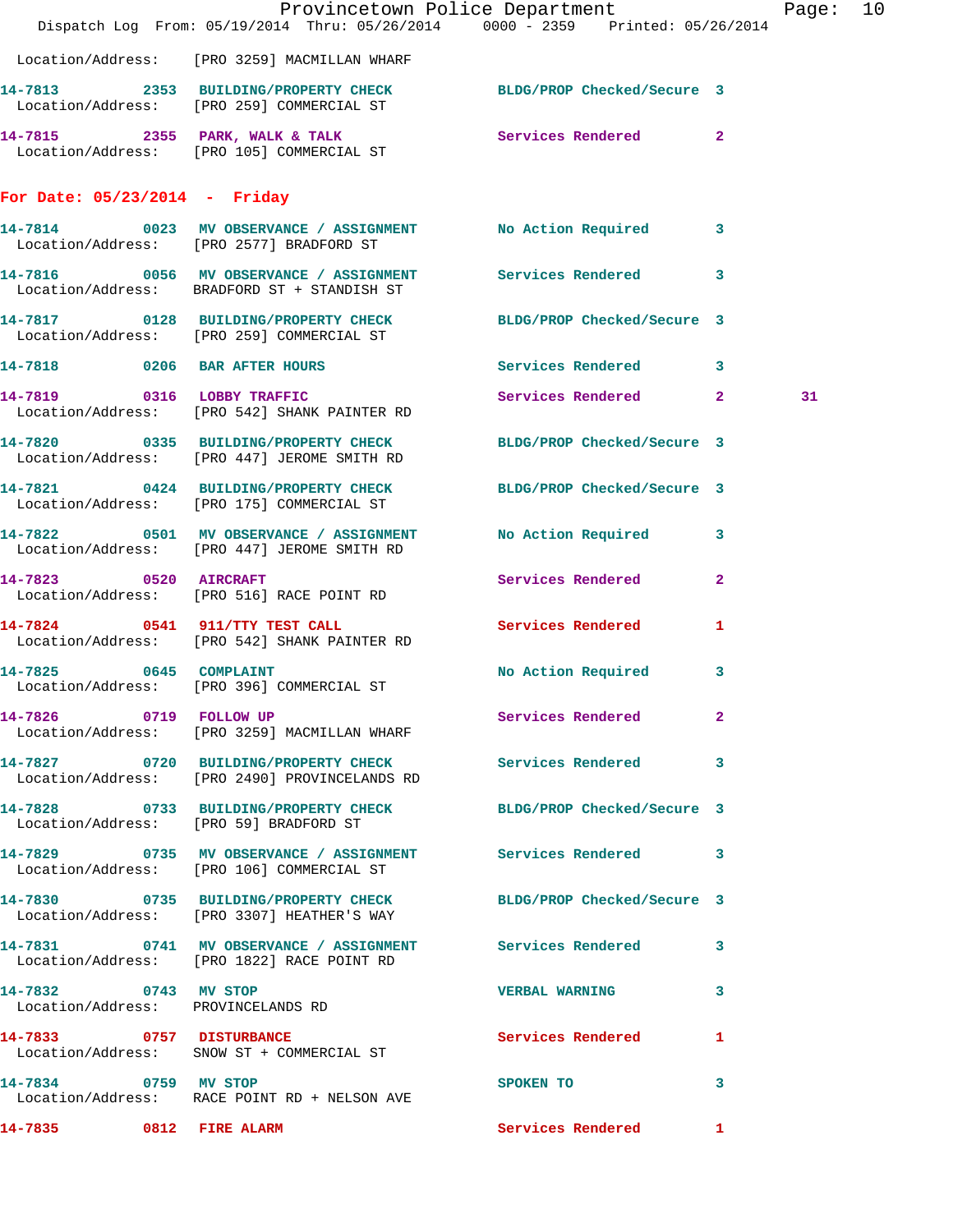Location/Address: [PRO 3259] MACMILLAN WHARF

**14-7813** 2353 BUILDING/PROPERTY CHECK BLDG/PROP Checked/Secure 3
Location/Address: [PRO 259] COMMERCIAL ST

**14-7815** 2355 PARK, WALK & TALK Services Rendered 2
Location/Address: [PRO 105] COMMERCIAL ST

## For Date: 05/23/2014 - Friday

**14-7814** 0023 MV OBSERVANCE / ASSIGNMENT No Action Required 3
Location/Address: [PRO 2577] BRADFORD ST

**14-7816** 0056 MV OBSERVANCE / ASSIGNMENT Services Rendered 3
Location/Address: BRADFORD ST + STANDISH ST

**14-7817** 0128 BUILDING/PROPERTY CHECK BLDG/PROP Checked/Secure 3
Location/Address: [PRO 259] COMMERCIAL ST

**14-7818** 0206 BAR AFTER HOURS Services Rendered 3

**14-7819** 0316 LOBBY TRAFFIC Services Rendered 2 31
Location/Address: [PRO 542] SHANK PAINTER RD

**14-7820** 0335 BUILDING/PROPERTY CHECK BLDG/PROP Checked/Secure 3
Location/Address: [PRO 447] JEROME SMITH RD

**14-7821** 0424 BUILDING/PROPERTY CHECK BLDG/PROP Checked/Secure 3
Location/Address: [PRO 175] COMMERCIAL ST

**14-7822** 0501 MV OBSERVANCE / ASSIGNMENT No Action Required 3
Location/Address: [PRO 447] JEROME SMITH RD

**14-7823** 0520 AIRCRAFT Services Rendered 2
Location/Address: [PRO 516] RACE POINT RD

**14-7824** 0541 911/TTY TEST CALL Services Rendered 1
Location/Address: [PRO 542] SHANK PAINTER RD

**14-7825** 0645 COMPLAINT No Action Required 3
Location/Address: [PRO 396] COMMERCIAL ST

**14-7826** 0719 FOLLOW UP Services Rendered 2
Location/Address: [PRO 3259] MACMILLAN WHARF

**14-7827** 0720 BUILDING/PROPERTY CHECK Services Rendered 3
Location/Address: [PRO 2490] PROVINCELANDS RD

**14-7828** 0733 BUILDING/PROPERTY CHECK BLDG/PROP Checked/Secure 3
Location/Address: [PRO 59] BRADFORD ST

**14-7829** 0735 MV OBSERVANCE / ASSIGNMENT Services Rendered 3
Location/Address: [PRO 106] COMMERCIAL ST

**14-7830** 0735 BUILDING/PROPERTY CHECK BLDG/PROP Checked/Secure 3
Location/Address: [PRO 3307] HEATHER'S WAY

**14-7831** 0741 MV OBSERVANCE / ASSIGNMENT Services Rendered 3
Location/Address: [PRO 1822] RACE POINT RD

**14-7832** 0743 MV STOP VERBAL WARNING 3
Location/Address: PROVINCELANDS RD

**14-7833** 0757 DISTURBANCE Services Rendered 1
Location/Address: SNOW ST + COMMERCIAL ST

**14-7834** 0759 MV STOP SPOKEN TO 3
Location/Address: RACE POINT RD + NELSON AVE

**14-7835** 0812 FIRE ALARM Services Rendered 1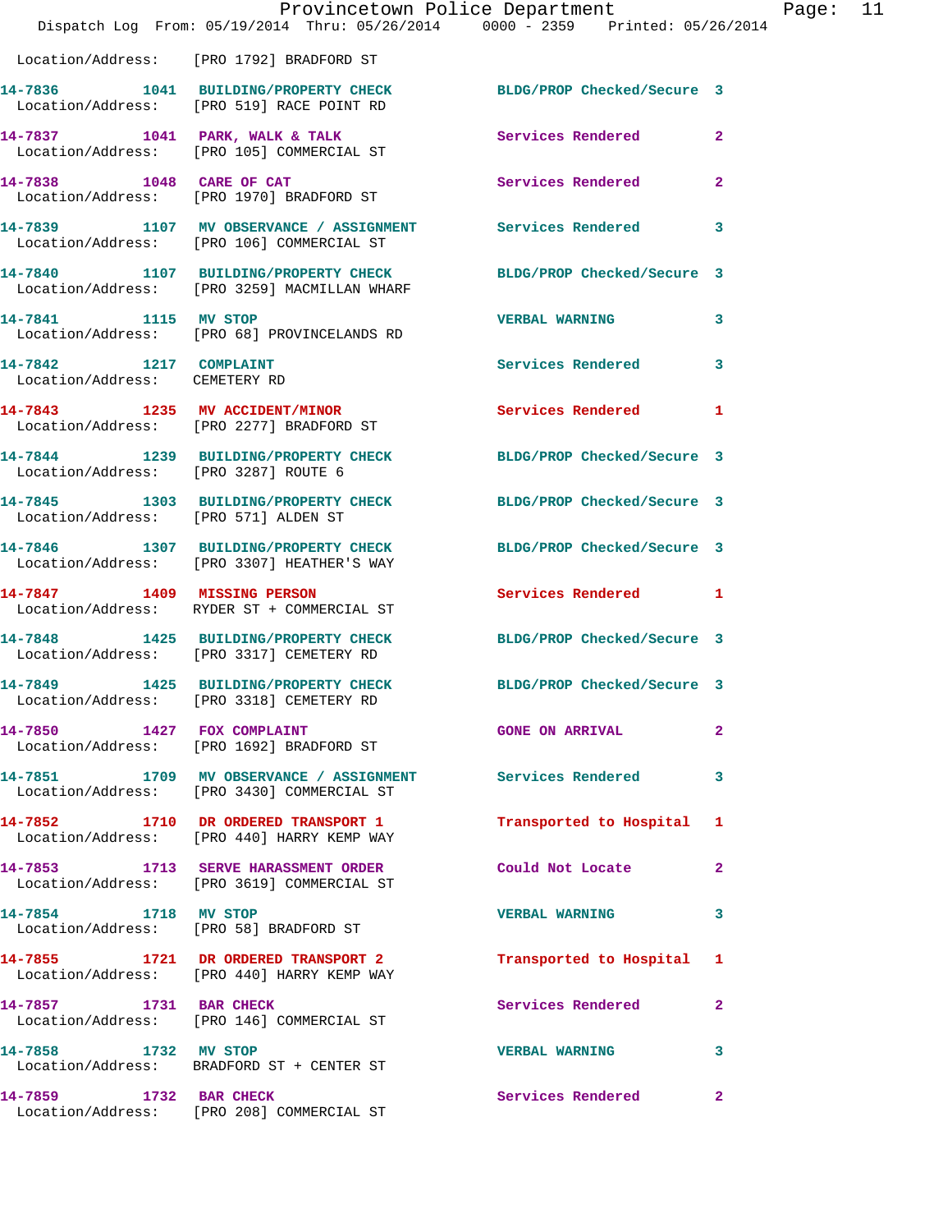Location/Address: [PRO 1792] BRADFORD ST

| Call # | Time | Call Reason | Action | Priority |
|---|---|---|---|---|
| 14-7836 | 1041 | BUILDING/PROPERTY CHECK | BLDG/PROP Checked/Secure | 3 |
| | | Location/Address: [PRO 519] RACE POINT RD | | |
| 14-7837 | 1041 | PARK, WALK & TALK | Services Rendered | 2 |
| | | Location/Address: [PRO 105] COMMERCIAL ST | | |
| 14-7838 | 1048 | CARE OF CAT | Services Rendered | 2 |
| | | Location/Address: [PRO 1970] BRADFORD ST | | |
| 14-7839 | 1107 | MV OBSERVANCE / ASSIGNMENT | Services Rendered | 3 |
| | | Location/Address: [PRO 106] COMMERCIAL ST | | |
| 14-7840 | 1107 | BUILDING/PROPERTY CHECK | BLDG/PROP Checked/Secure | 3 |
| | | Location/Address: [PRO 3259] MACMILLAN WHARF | | |
| 14-7841 | 1115 | MV STOP | VERBAL WARNING | 3 |
| | | Location/Address: [PRO 68] PROVINCELANDS RD | | |
| 14-7842 | 1217 | COMPLAINT | Services Rendered | 3 |
| | | Location/Address: CEMETERY RD | | |
| 14-7843 | 1235 | MV ACCIDENT/MINOR | Services Rendered | 1 |
| | | Location/Address: [PRO 2277] BRADFORD ST | | |
| 14-7844 | 1239 | BUILDING/PROPERTY CHECK | BLDG/PROP Checked/Secure | 3 |
| | | Location/Address: [PRO 3287] ROUTE 6 | | |
| 14-7845 | 1303 | BUILDING/PROPERTY CHECK | BLDG/PROP Checked/Secure | 3 |
| | | Location/Address: [PRO 571] ALDEN ST | | |
| 14-7846 | 1307 | BUILDING/PROPERTY CHECK | BLDG/PROP Checked/Secure | 3 |
| | | Location/Address: [PRO 3307] HEATHER'S WAY | | |
| 14-7847 | 1409 | MISSING PERSON | Services Rendered | 1 |
| | | Location/Address: RYDER ST + COMMERCIAL ST | | |
| 14-7848 | 1425 | BUILDING/PROPERTY CHECK | BLDG/PROP Checked/Secure | 3 |
| | | Location/Address: [PRO 3317] CEMETERY RD | | |
| 14-7849 | 1425 | BUILDING/PROPERTY CHECK | BLDG/PROP Checked/Secure | 3 |
| | | Location/Address: [PRO 3318] CEMETERY RD | | |
| 14-7850 | 1427 | FOX COMPLAINT | GONE ON ARRIVAL | 2 |
| | | Location/Address: [PRO 1692] BRADFORD ST | | |
| 14-7851 | 1709 | MV OBSERVANCE / ASSIGNMENT | Services Rendered | 3 |
| | | Location/Address: [PRO 3430] COMMERCIAL ST | | |
| 14-7852 | 1710 | DR ORDERED TRANSPORT 1 | Transported to Hospital | 1 |
| | | Location/Address: [PRO 440] HARRY KEMP WAY | | |
| 14-7853 | 1713 | SERVE HARASSMENT ORDER | Could Not Locate | 2 |
| | | Location/Address: [PRO 3619] COMMERCIAL ST | | |
| 14-7854 | 1718 | MV STOP | VERBAL WARNING | 3 |
| | | Location/Address: [PRO 58] BRADFORD ST | | |
| 14-7855 | 1721 | DR ORDERED TRANSPORT 2 | Transported to Hospital | 1 |
| | | Location/Address: [PRO 440] HARRY KEMP WAY | | |
| 14-7857 | 1731 | BAR CHECK | Services Rendered | 2 |
| | | Location/Address: [PRO 146] COMMERCIAL ST | | |
| 14-7858 | 1732 | MV STOP | VERBAL WARNING | 3 |
| | | Location/Address: BRADFORD ST + CENTER ST | | |
| 14-7859 | 1732 | BAR CHECK | Services Rendered | 2 |
| | | Location/Address: [PRO 208] COMMERCIAL ST | | |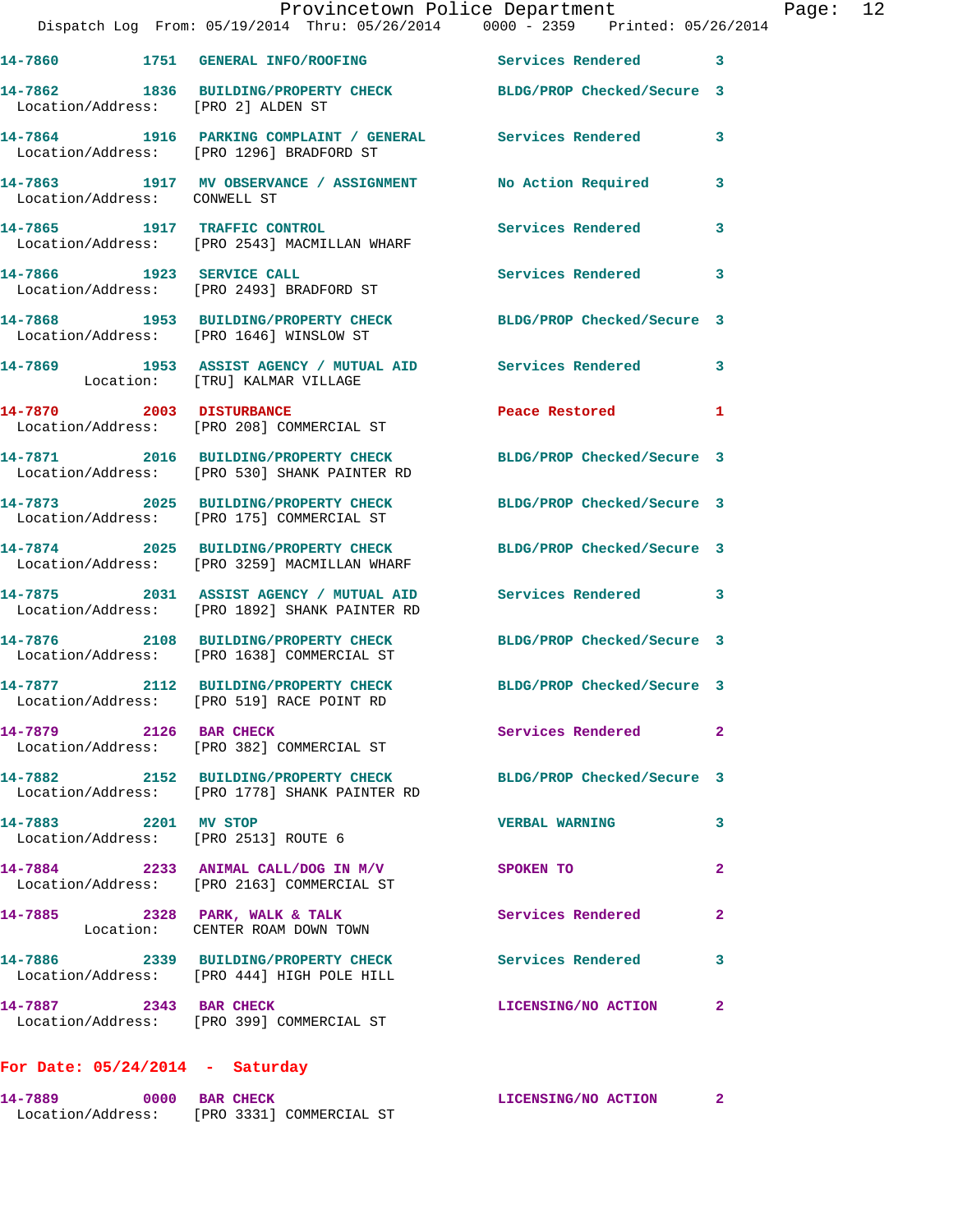14-7860 1751 GENERAL INFO/ROOFING Services Rendered 3

14-7862 1836 BUILDING/PROPERTY CHECK BLDG/PROP Checked/Secure 3
Location/Address: [PRO 2] ALDEN ST

14-7864 1916 PARKING COMPLAINT / GENERAL Services Rendered 3
Location/Address: [PRO 1296] BRADFORD ST

14-7863 1917 MV OBSERVANCE / ASSIGNMENT No Action Required 3
Location/Address: CONWELL ST

14-7865 1917 TRAFFIC CONTROL Services Rendered 3
Location/Address: [PRO 2543] MACMILLAN WHARF

14-7866 1923 SERVICE CALL Services Rendered 3
Location/Address: [PRO 2493] BRADFORD ST

14-7868 1953 BUILDING/PROPERTY CHECK BLDG/PROP Checked/Secure 3
Location/Address: [PRO 1646] WINSLOW ST

14-7869 1953 ASSIST AGENCY / MUTUAL AID Services Rendered 3
Location: [TRU] KALMAR VILLAGE

14-7870 2003 DISTURBANCE Peace Restored 1
Location/Address: [PRO 208] COMMERCIAL ST

14-7871 2016 BUILDING/PROPERTY CHECK BLDG/PROP Checked/Secure 3
Location/Address: [PRO 530] SHANK PAINTER RD

14-7873 2025 BUILDING/PROPERTY CHECK BLDG/PROP Checked/Secure 3
Location/Address: [PRO 175] COMMERCIAL ST

14-7874 2025 BUILDING/PROPERTY CHECK BLDG/PROP Checked/Secure 3
Location/Address: [PRO 3259] MACMILLAN WHARF

14-7875 2031 ASSIST AGENCY / MUTUAL AID Services Rendered 3
Location/Address: [PRO 1892] SHANK PAINTER RD

14-7876 2108 BUILDING/PROPERTY CHECK BLDG/PROP Checked/Secure 3
Location/Address: [PRO 1638] COMMERCIAL ST

14-7877 2112 BUILDING/PROPERTY CHECK BLDG/PROP Checked/Secure 3
Location/Address: [PRO 519] RACE POINT RD

14-7879 2126 BAR CHECK Services Rendered 2
Location/Address: [PRO 382] COMMERCIAL ST

14-7882 2152 BUILDING/PROPERTY CHECK BLDG/PROP Checked/Secure 3
Location/Address: [PRO 1778] SHANK PAINTER RD

14-7883 2201 MV STOP VERBAL WARNING 3
Location/Address: [PRO 2513] ROUTE 6

14-7884 2233 ANIMAL CALL/DOG IN M/V SPOKEN TO 2
Location/Address: [PRO 2163] COMMERCIAL ST

14-7885 2328 PARK, WALK & TALK Services Rendered 2
Location: CENTER ROAM DOWN TOWN

14-7886 2339 BUILDING/PROPERTY CHECK Services Rendered 3
Location/Address: [PRO 444] HIGH POLE HILL

14-7887 2343 BAR CHECK LICENSING/NO ACTION 2
Location/Address: [PRO 399] COMMERCIAL ST

**For Date: 05/24/2014 - Saturday**

14-7889 0000 BAR CHECK LICENSING/NO ACTION 2
Location/Address: [PRO 3331] COMMERCIAL ST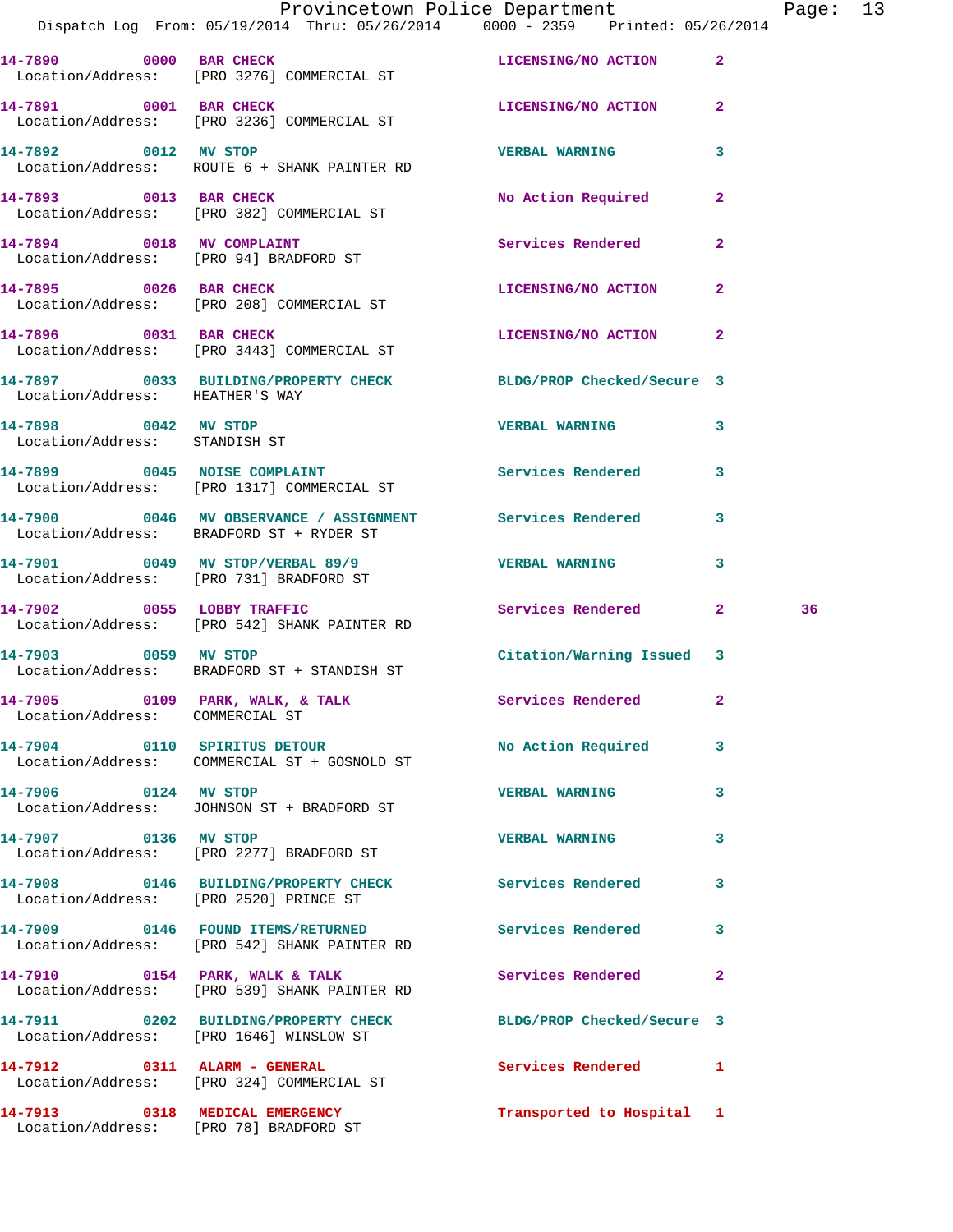14-7890 0000 BAR CHECK LICENSING/NO ACTION 2
Location/Address: [PRO 3276] COMMERCIAL ST

14-7891 0001 BAR CHECK LICENSING/NO ACTION 2
Location/Address: [PRO 3236] COMMERCIAL ST

14-7892 0012 MV STOP VERBAL WARNING 3
Location/Address: ROUTE 6 + SHANK PAINTER RD

14-7893 0013 BAR CHECK No Action Required 2
Location/Address: [PRO 382] COMMERCIAL ST

14-7894 0018 MV COMPLAINT Services Rendered 2
Location/Address: [PRO 94] BRADFORD ST

14-7895 0026 BAR CHECK LICENSING/NO ACTION 2
Location/Address: [PRO 208] COMMERCIAL ST

14-7896 0031 BAR CHECK LICENSING/NO ACTION 2
Location/Address: [PRO 3443] COMMERCIAL ST

14-7897 0033 BUILDING/PROPERTY CHECK BLDG/PROP Checked/Secure 3
Location/Address: HEATHER'S WAY

14-7898 0042 MV STOP VERBAL WARNING 3
Location/Address: STANDISH ST

14-7899 0045 NOISE COMPLAINT Services Rendered 3
Location/Address: [PRO 1317] COMMERCIAL ST

14-7900 0046 MV OBSERVANCE / ASSIGNMENT Services Rendered 3
Location/Address: BRADFORD ST + RYDER ST

14-7901 0049 MV STOP/VERBAL 89/9 VERBAL WARNING 3
Location/Address: [PRO 731] BRADFORD ST

14-7902 0055 LOBBY TRAFFIC Services Rendered 2 36
Location/Address: [PRO 542] SHANK PAINTER RD

14-7903 0059 MV STOP Citation/Warning Issued 3
Location/Address: BRADFORD ST + STANDISH ST

14-7905 0109 PARK, WALK, & TALK Services Rendered 2
Location/Address: COMMERCIAL ST

14-7904 0110 SPIRITUS DETOUR No Action Required 3
Location/Address: COMMERCIAL ST + GOSNOLD ST

14-7906 0124 MV STOP VERBAL WARNING 3
Location/Address: JOHNSON ST + BRADFORD ST

14-7907 0136 MV STOP VERBAL WARNING 3
Location/Address: [PRO 2277] BRADFORD ST

14-7908 0146 BUILDING/PROPERTY CHECK Services Rendered 3
Location/Address: [PRO 2520] PRINCE ST

14-7909 0146 FOUND ITEMS/RETURNED Services Rendered 3
Location/Address: [PRO 542] SHANK PAINTER RD

14-7910 0154 PARK, WALK & TALK Services Rendered 2
Location/Address: [PRO 539] SHANK PAINTER RD

14-7911 0202 BUILDING/PROPERTY CHECK BLDG/PROP Checked/Secure 3
Location/Address: [PRO 1646] WINSLOW ST

14-7912 0311 ALARM - GENERAL Services Rendered 1
Location/Address: [PRO 324] COMMERCIAL ST

14-7913 0318 MEDICAL EMERGENCY Transported to Hospital 1
Location/Address: [PRO 78] BRADFORD ST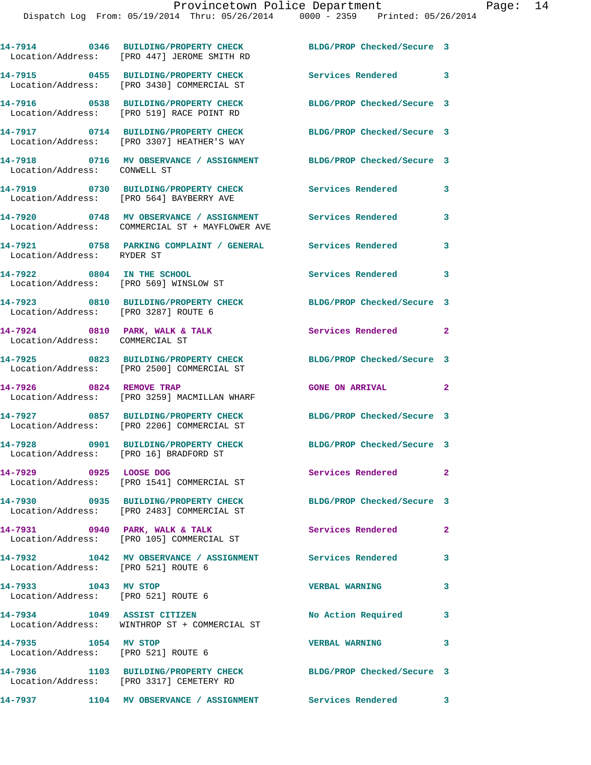| Call Number | Time | Call Reason | Action | Priority |
|---|---|---|---|---|
| 14-7914 | 0346 | BUILDING/PROPERTY CHECK | BLDG/PROP Checked/Secure | 3 |
| Location/Address: | | [PRO 447] JEROME SMITH RD | | |
| 14-7915 | 0455 | BUILDING/PROPERTY CHECK | Services Rendered | 3 |
| Location/Address: | | [PRO 3430] COMMERCIAL ST | | |
| 14-7916 | 0538 | BUILDING/PROPERTY CHECK | BLDG/PROP Checked/Secure | 3 |
| Location/Address: | | [PRO 519] RACE POINT RD | | |
| 14-7917 | 0714 | BUILDING/PROPERTY CHECK | BLDG/PROP Checked/Secure | 3 |
| Location/Address: | | [PRO 3307] HEATHER'S WAY | | |
| 14-7918 | 0716 | MV OBSERVANCE / ASSIGNMENT | BLDG/PROP Checked/Secure | 3 |
| Location/Address: | | CONWELL ST | | |
| 14-7919 | 0730 | BUILDING/PROPERTY CHECK | Services Rendered | 3 |
| Location/Address: | | [PRO 564] BAYBERRY AVE | | |
| 14-7920 | 0748 | MV OBSERVANCE / ASSIGNMENT | Services Rendered | 3 |
| Location/Address: | | COMMERCIAL ST + MAYFLOWER AVE | | |
| 14-7921 | 0758 | PARKING COMPLAINT / GENERAL | Services Rendered | 3 |
| Location/Address: | | RYDER ST | | |
| 14-7922 | 0804 | IN THE SCHOOL | Services Rendered | 3 |
| Location/Address: | | [PRO 569] WINSLOW ST | | |
| 14-7923 | 0810 | BUILDING/PROPERTY CHECK | BLDG/PROP Checked/Secure | 3 |
| Location/Address: | | [PRO 3287] ROUTE 6 | | |
| 14-7924 | 0810 | PARK, WALK & TALK | Services Rendered | 2 |
| Location/Address: | | COMMERCIAL ST | | |
| 14-7925 | 0823 | BUILDING/PROPERTY CHECK | BLDG/PROP Checked/Secure | 3 |
| Location/Address: | | [PRO 2500] COMMERCIAL ST | | |
| 14-7926 | 0824 | REMOVE TRAP | GONE ON ARRIVAL | 2 |
| Location/Address: | | [PRO 3259] MACMILLAN WHARF | | |
| 14-7927 | 0857 | BUILDING/PROPERTY CHECK | BLDG/PROP Checked/Secure | 3 |
| Location/Address: | | [PRO 2206] COMMERCIAL ST | | |
| 14-7928 | 0901 | BUILDING/PROPERTY CHECK | BLDG/PROP Checked/Secure | 3 |
| Location/Address: | | [PRO 16] BRADFORD ST | | |
| 14-7929 | 0925 | LOOSE DOG | Services Rendered | 2 |
| Location/Address: | | [PRO 1541] COMMERCIAL ST | | |
| 14-7930 | 0935 | BUILDING/PROPERTY CHECK | BLDG/PROP Checked/Secure | 3 |
| Location/Address: | | [PRO 2483] COMMERCIAL ST | | |
| 14-7931 | 0940 | PARK, WALK & TALK | Services Rendered | 2 |
| Location/Address: | | [PRO 105] COMMERCIAL ST | | |
| 14-7932 | 1042 | MV OBSERVANCE / ASSIGNMENT | Services Rendered | 3 |
| Location/Address: | | [PRO 521] ROUTE 6 | | |
| 14-7933 | 1043 | MV STOP | VERBAL WARNING | 3 |
| Location/Address: | | [PRO 521] ROUTE 6 | | |
| 14-7934 | 1049 | ASSIST CITIZEN | No Action Required | 3 |
| Location/Address: | | WINTHROP ST + COMMERCIAL ST | | |
| 14-7935 | 1054 | MV STOP | VERBAL WARNING | 3 |
| Location/Address: | | [PRO 521] ROUTE 6 | | |
| 14-7936 | 1103 | BUILDING/PROPERTY CHECK | BLDG/PROP Checked/Secure | 3 |
| Location/Address: | | [PRO 3317] CEMETERY RD | | |
| 14-7937 | 1104 | MV OBSERVANCE / ASSIGNMENT | Services Rendered | 3 |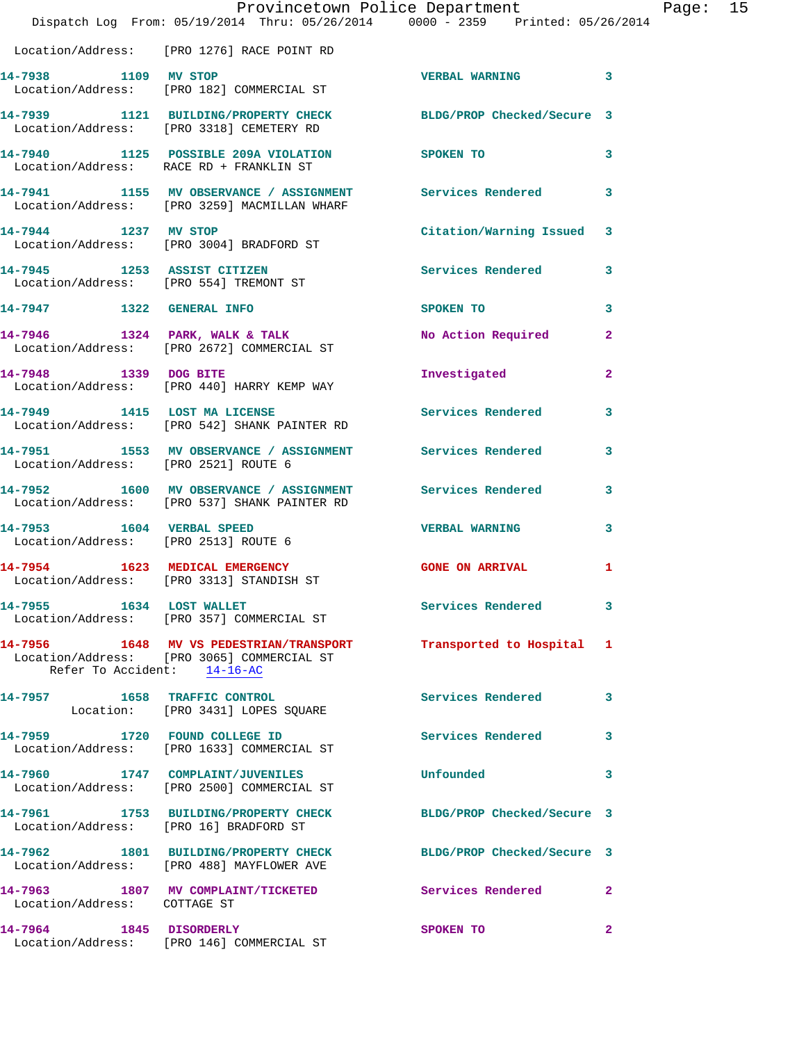Location/Address: [PRO 1276] RACE POINT RD

**14-7938** 1109 **MV STOP** VERBAL WARNING 3
Location/Address: [PRO 182] COMMERCIAL ST

**14-7939** 1121 **BUILDING/PROPERTY CHECK** BLDG/PROP Checked/Secure 3
Location/Address: [PRO 3318] CEMETERY RD

**14-7940** 1125 **POSSIBLE 209A VIOLATION** SPOKEN TO 3
Location/Address: RACE RD + FRANKLIN ST

**14-7941** 1155 **MV OBSERVANCE / ASSIGNMENT** Services Rendered 3
Location/Address: [PRO 3259] MACMILLAN WHARF

**14-7944** 1237 **MV STOP** Citation/Warning Issued 3
Location/Address: [PRO 3004] BRADFORD ST

**14-7945** 1253 **ASSIST CITIZEN** Services Rendered 3
Location/Address: [PRO 554] TREMONT ST

**14-7947** 1322 **GENERAL INFO** SPOKEN TO 3

**14-7946** 1324 **PARK, WALK & TALK** No Action Required 2
Location/Address: [PRO 2672] COMMERCIAL ST

**14-7948** 1339 **DOG BITE** Investigated 2
Location/Address: [PRO 440] HARRY KEMP WAY

**14-7949** 1415 **LOST MA LICENSE** Services Rendered 3
Location/Address: [PRO 542] SHANK PAINTER RD

**14-7951** 1553 **MV OBSERVANCE / ASSIGNMENT** Services Rendered 3
Location/Address: [PRO 2521] ROUTE 6

**14-7952** 1600 **MV OBSERVANCE / ASSIGNMENT** Services Rendered 3
Location/Address: [PRO 537] SHANK PAINTER RD

**14-7953** 1604 **VERBAL SPEED** VERBAL WARNING 3
Location/Address: [PRO 2513] ROUTE 6

**14-7954** 1623 **MEDICAL EMERGENCY** GONE ON ARRIVAL 1
Location/Address: [PRO 3313] STANDISH ST

**14-7955** 1634 **LOST WALLET** Services Rendered 3
Location/Address: [PRO 357] COMMERCIAL ST

**14-7956** 1648 **MV VS PEDESTRIAN/TRANSPORT** Transported to Hospital 1
Location/Address: [PRO 3065] COMMERCIAL ST
Refer To Accident: 14-16-AC

**14-7957** 1658 **TRAFFIC CONTROL** Services Rendered 3
Location: [PRO 3431] LOPES SQUARE

**14-7959** 1720 **FOUND COLLEGE ID** Services Rendered 3
Location/Address: [PRO 1633] COMMERCIAL ST

**14-7960** 1747 **COMPLAINT/JUVENILES** Unfounded 3
Location/Address: [PRO 2500] COMMERCIAL ST

**14-7961** 1753 **BUILDING/PROPERTY CHECK** BLDG/PROP Checked/Secure 3
Location/Address: [PRO 16] BRADFORD ST

**14-7962** 1801 **BUILDING/PROPERTY CHECK** BLDG/PROP Checked/Secure 3
Location/Address: [PRO 488] MAYFLOWER AVE

**14-7963** 1807 **MV COMPLAINT/TICKETED** Services Rendered 2
Location/Address: COTTAGE ST

**14-7964** 1845 **DISORDERLY** SPOKEN TO 2
Location/Address: [PRO 146] COMMERCIAL ST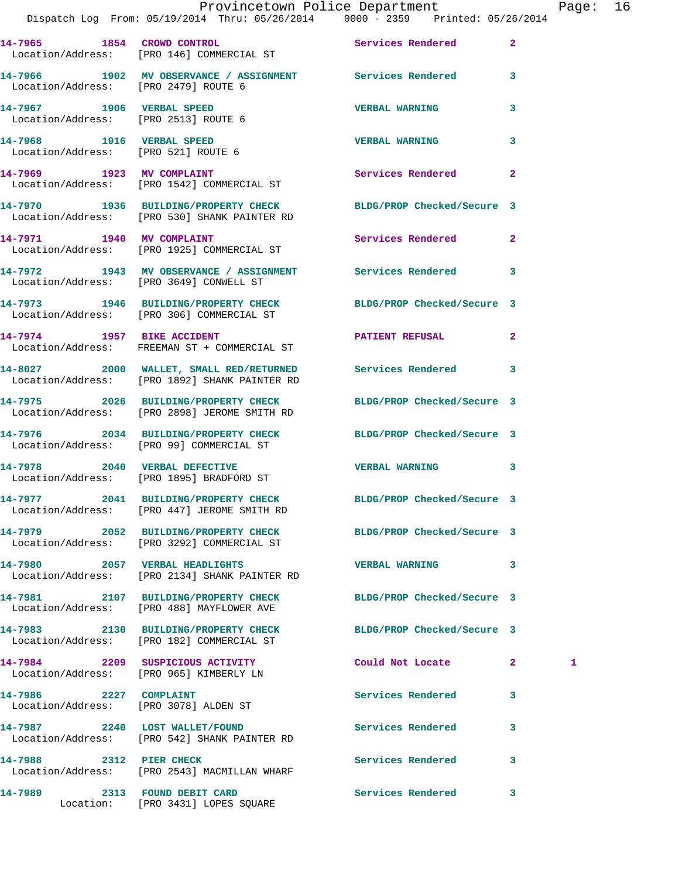| Call Number | Time | Call Reason | Action | Priority | |
|---|---|---|---|---|---|
| 14-7965 | 1854 | CROWD CONTROL | Services Rendered | 2 | |
| Location/Address: | | [PRO 146] COMMERCIAL ST | | | |
| 14-7966 | 1902 | MV OBSERVANCE / ASSIGNMENT | Services Rendered | 3 | |
| Location/Address: | | [PRO 2479] ROUTE 6 | | | |
| 14-7967 | 1906 | VERBAL SPEED | VERBAL WARNING | 3 | |
| Location/Address: | | [PRO 2513] ROUTE 6 | | | |
| 14-7968 | 1916 | VERBAL SPEED | VERBAL WARNING | 3 | |
| Location/Address: | | [PRO 521] ROUTE 6 | | | |
| 14-7969 | 1923 | MV COMPLAINT | Services Rendered | 2 | |
| Location/Address: | | [PRO 1542] COMMERCIAL ST | | | |
| 14-7970 | 1936 | BUILDING/PROPERTY CHECK | BLDG/PROP Checked/Secure | 3 | |
| Location/Address: | | [PRO 530] SHANK PAINTER RD | | | |
| 14-7971 | 1940 | MV COMPLAINT | Services Rendered | 2 | |
| Location/Address: | | [PRO 1925] COMMERCIAL ST | | | |
| 14-7972 | 1943 | MV OBSERVANCE / ASSIGNMENT | Services Rendered | 3 | |
| Location/Address: | | [PRO 3649] CONWELL ST | | | |
| 14-7973 | 1946 | BUILDING/PROPERTY CHECK | BLDG/PROP Checked/Secure | 3 | |
| Location/Address: | | [PRO 306] COMMERCIAL ST | | | |
| 14-7974 | 1957 | BIKE ACCIDENT | PATIENT REFUSAL | 2 | |
| Location/Address: | | FREEMAN ST + COMMERCIAL ST | | | |
| 14-8027 | 2000 | WALLET, SMALL RED/RETURNED | Services Rendered | 3 | |
| Location/Address: | | [PRO 1892] SHANK PAINTER RD | | | |
| 14-7975 | 2026 | BUILDING/PROPERTY CHECK | BLDG/PROP Checked/Secure | 3 | |
| Location/Address: | | [PRO 2898] JEROME SMITH RD | | | |
| 14-7976 | 2034 | BUILDING/PROPERTY CHECK | BLDG/PROP Checked/Secure | 3 | |
| Location/Address: | | [PRO 99] COMMERCIAL ST | | | |
| 14-7978 | 2040 | VERBAL DEFECTIVE | VERBAL WARNING | 3 | |
| Location/Address: | | [PRO 1895] BRADFORD ST | | | |
| 14-7977 | 2041 | BUILDING/PROPERTY CHECK | BLDG/PROP Checked/Secure | 3 | |
| Location/Address: | | [PRO 447] JEROME SMITH RD | | | |
| 14-7979 | 2052 | BUILDING/PROPERTY CHECK | BLDG/PROP Checked/Secure | 3 | |
| Location/Address: | | [PRO 3292] COMMERCIAL ST | | | |
| 14-7980 | 2057 | VERBAL HEADLIGHTS | VERBAL WARNING | 3 | |
| Location/Address: | | [PRO 2134] SHANK PAINTER RD | | | |
| 14-7981 | 2107 | BUILDING/PROPERTY CHECK | BLDG/PROP Checked/Secure | 3 | |
| Location/Address: | | [PRO 488] MAYFLOWER AVE | | | |
| 14-7983 | 2130 | BUILDING/PROPERTY CHECK | BLDG/PROP Checked/Secure | 3 | |
| Location/Address: | | [PRO 182] COMMERCIAL ST | | | |
| 14-7984 | 2209 | SUSPICIOUS ACTIVITY | Could Not Locate | 2 | 1 |
| Location/Address: | | [PRO 965] KIMBERLY LN | | | |
| 14-7986 | 2227 | COMPLAINT | Services Rendered | 3 | |
| Location/Address: | | [PRO 3078] ALDEN ST | | | |
| 14-7987 | 2240 | LOST WALLET/FOUND | Services Rendered | 3 | |
| Location/Address: | | [PRO 542] SHANK PAINTER RD | | | |
| 14-7988 | 2312 | PIER CHECK | Services Rendered | 3 | |
| Location/Address: | | [PRO 2543] MACMILLAN WHARF | | | |
| 14-7989 | 2313 | FOUND DEBIT CARD | Services Rendered | 3 | |
| Location: | | [PRO 3431] LOPES SQUARE | | | |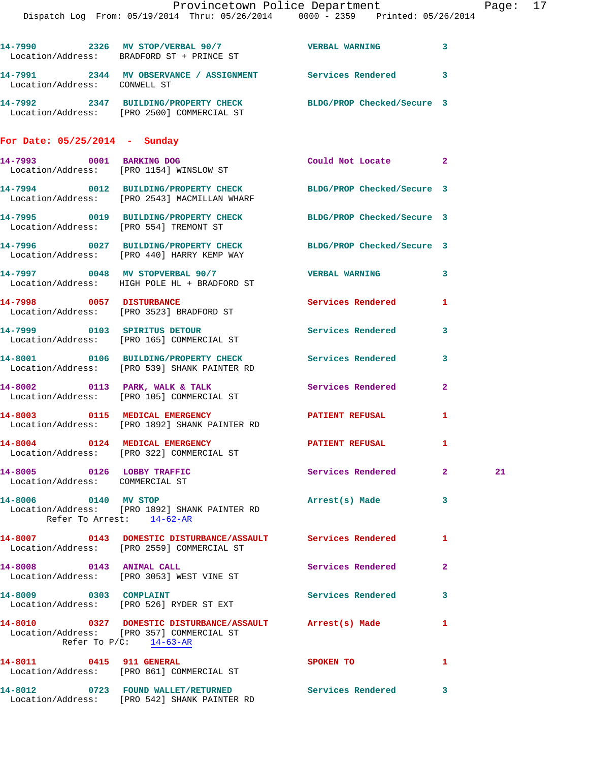14-7990 2326 MV STOP/VERBAL 90/7 VERBAL WARNING 3
Location/Address: BRADFORD ST + PRINCE ST

14-7991 2344 MV OBSERVANCE / ASSIGNMENT Services Rendered 3
Location/Address: CONWELL ST

14-7992 2347 BUILDING/PROPERTY CHECK BLDG/PROP Checked/Secure 3
Location/Address: [PRO 2500] COMMERCIAL ST

**For Date: 05/25/2014 - Sunday**

14-7993 0001 BARKING DOG Could Not Locate 2
Location/Address: [PRO 1154] WINSLOW ST

14-7994 0012 BUILDING/PROPERTY CHECK BLDG/PROP Checked/Secure 3
Location/Address: [PRO 2543] MACMILLAN WHARF

14-7995 0019 BUILDING/PROPERTY CHECK BLDG/PROP Checked/Secure 3
Location/Address: [PRO 554] TREMONT ST

14-7996 0027 BUILDING/PROPERTY CHECK BLDG/PROP Checked/Secure 3
Location/Address: [PRO 440] HARRY KEMP WAY

14-7997 0048 MV STOPVERBAL 90/7 VERBAL WARNING 3
Location/Address: HIGH POLE HL + BRADFORD ST

14-7998 0057 DISTURBANCE Services Rendered 1
Location/Address: [PRO 3523] BRADFORD ST

14-7999 0103 SPIRITUS DETOUR Services Rendered 3
Location/Address: [PRO 165] COMMERCIAL ST

14-8001 0106 BUILDING/PROPERTY CHECK Services Rendered 3
Location/Address: [PRO 539] SHANK PAINTER RD

14-8002 0113 PARK, WALK & TALK Services Rendered 2
Location/Address: [PRO 105] COMMERCIAL ST

14-8003 0115 MEDICAL EMERGENCY PATIENT REFUSAL 1
Location/Address: [PRO 1892] SHANK PAINTER RD

14-8004 0124 MEDICAL EMERGENCY PATIENT REFUSAL 1
Location/Address: [PRO 322] COMMERCIAL ST

14-8005 0126 LOBBY TRAFFIC Services Rendered 2 21
Location/Address: COMMERCIAL ST

14-8006 0140 MV STOP Arrest(s) Made 3
Location/Address: [PRO 1892] SHANK PAINTER RD
Refer To Arrest: 14-62-AR

14-8007 0143 DOMESTIC DISTURBANCE/ASSAULT Services Rendered 1
Location/Address: [PRO 2559] COMMERCIAL ST

14-8008 0143 ANIMAL CALL Services Rendered 2
Location/Address: [PRO 3053] WEST VINE ST

14-8009 0303 COMPLAINT Services Rendered 3
Location/Address: [PRO 526] RYDER ST EXT

14-8010 0327 DOMESTIC DISTURBANCE/ASSAULT Arrest(s) Made 1
Location/Address: [PRO 357] COMMERCIAL ST
Refer To P/C: 14-63-AR

14-8011 0415 911 GENERAL SPOKEN TO 1
Location/Address: [PRO 861] COMMERCIAL ST

14-8012 0723 FOUND WALLET/RETURNED Services Rendered 3
Location/Address: [PRO 542] SHANK PAINTER RD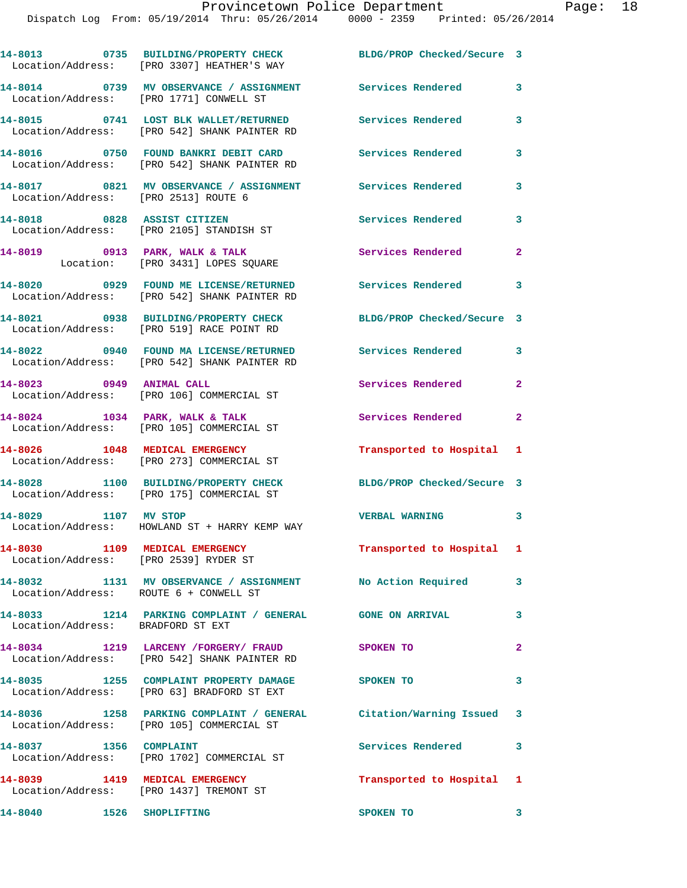14-8013 0735 BUILDING/PROPERTY CHECK BLDG/PROP Checked/Secure 3
Location/Address: [PRO 3307] HEATHER'S WAY

14-8014 0739 MV OBSERVANCE / ASSIGNMENT Services Rendered 3
Location/Address: [PRO 1771] CONWELL ST

14-8015 0741 LOST BLK WALLET/RETURNED Services Rendered 3
Location/Address: [PRO 542] SHANK PAINTER RD

14-8016 0750 FOUND BANKRI DEBIT CARD Services Rendered 3
Location/Address: [PRO 542] SHANK PAINTER RD

14-8017 0821 MV OBSERVANCE / ASSIGNMENT Services Rendered 3
Location/Address: [PRO 2513] ROUTE 6

14-8018 0828 ASSIST CITIZEN Services Rendered 3
Location/Address: [PRO 2105] STANDISH ST

14-8019 0913 PARK, WALK & TALK Services Rendered 2
Location: [PRO 3431] LOPES SQUARE

14-8020 0929 FOUND ME LICENSE/RETURNED Services Rendered 3
Location/Address: [PRO 542] SHANK PAINTER RD

14-8021 0938 BUILDING/PROPERTY CHECK BLDG/PROP Checked/Secure 3
Location/Address: [PRO 519] RACE POINT RD

14-8022 0940 FOUND MA LICENSE/RETURNED Services Rendered 3
Location/Address: [PRO 542] SHANK PAINTER RD

14-8023 0949 ANIMAL CALL Services Rendered 2
Location/Address: [PRO 106] COMMERCIAL ST

14-8024 1034 PARK, WALK & TALK Services Rendered 2
Location/Address: [PRO 105] COMMERCIAL ST

14-8026 1048 MEDICAL EMERGENCY Transported to Hospital 1
Location/Address: [PRO 273] COMMERCIAL ST

14-8028 1100 BUILDING/PROPERTY CHECK BLDG/PROP Checked/Secure 3
Location/Address: [PRO 175] COMMERCIAL ST

14-8029 1107 MV STOP VERBAL WARNING 3
Location/Address: HOWLAND ST + HARRY KEMP WAY

14-8030 1109 MEDICAL EMERGENCY Transported to Hospital 1
Location/Address: [PRO 2539] RYDER ST

14-8032 1131 MV OBSERVANCE / ASSIGNMENT No Action Required 3
Location/Address: ROUTE 6 + CONWELL ST

14-8033 1214 PARKING COMPLAINT / GENERAL GONE ON ARRIVAL 3
Location/Address: BRADFORD ST EXT

14-8034 1219 LARCENY /FORGERY/ FRAUD SPOKEN TO 2
Location/Address: [PRO 542] SHANK PAINTER RD

14-8035 1255 COMPLAINT PROPERTY DAMAGE SPOKEN TO 3
Location/Address: [PRO 63] BRADFORD ST EXT

14-8036 1258 PARKING COMPLAINT / GENERAL Citation/Warning Issued 3
Location/Address: [PRO 105] COMMERCIAL ST

14-8037 1356 COMPLAINT Services Rendered 3
Location/Address: [PRO 1702] COMMERCIAL ST

14-8039 1419 MEDICAL EMERGENCY Transported to Hospital 1
Location/Address: [PRO 1437] TREMONT ST

14-8040 1526 SHOPLIFTING SPOKEN TO 3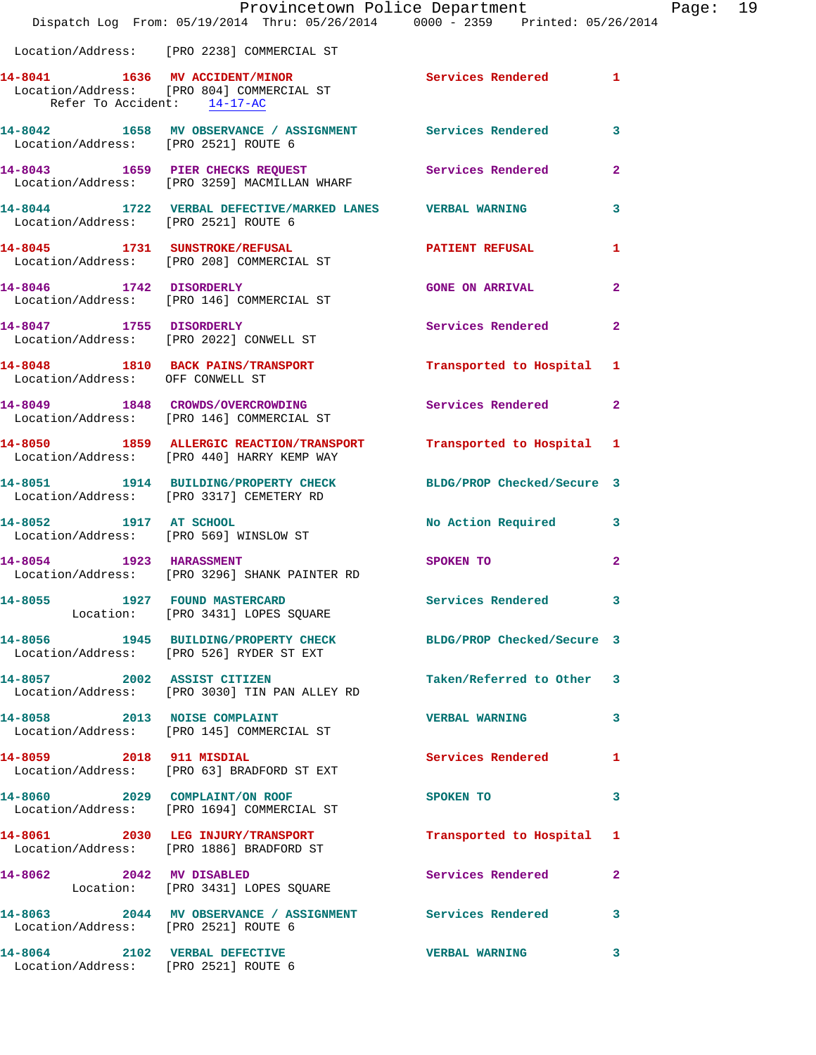Location/Address: [PRO 2238] COMMERCIAL ST

14-8041 1636 MV ACCIDENT/MINOR Services Rendered 1
Location/Address: [PRO 804] COMMERCIAL ST
Refer To Accident: 14-17-AC

14-8042 1658 MV OBSERVANCE / ASSIGNMENT Services Rendered 3
Location/Address: [PRO 2521] ROUTE 6

14-8043 1659 PIER CHECKS REQUEST Services Rendered 2
Location/Address: [PRO 3259] MACMILLAN WHARF

14-8044 1722 VERBAL DEFECTIVE/MARKED LANES VERBAL WARNING 3
Location/Address: [PRO 2521] ROUTE 6

14-8045 1731 SUNSTROKE/REFUSAL PATIENT REFUSAL 1
Location/Address: [PRO 208] COMMERCIAL ST

14-8046 1742 DISORDERLY GONE ON ARRIVAL 2
Location/Address: [PRO 146] COMMERCIAL ST

14-8047 1755 DISORDERLY Services Rendered 2
Location/Address: [PRO 2022] CONWELL ST

14-8048 1810 BACK PAINS/TRANSPORT Transported to Hospital 1
Location/Address: OFF CONWELL ST

14-8049 1848 CROWDS/OVERCROWDING Services Rendered 2
Location/Address: [PRO 146] COMMERCIAL ST

14-8050 1859 ALLERGIC REACTION/TRANSPORT Transported to Hospital 1
Location/Address: [PRO 440] HARRY KEMP WAY

14-8051 1914 BUILDING/PROPERTY CHECK BLDG/PROP Checked/Secure 3
Location/Address: [PRO 3317] CEMETERY RD

14-8052 1917 AT SCHOOL No Action Required 3
Location/Address: [PRO 569] WINSLOW ST

14-8054 1923 HARASSMENT SPOKEN TO 2
Location/Address: [PRO 3296] SHANK PAINTER RD

14-8055 1927 FOUND MASTERCARD Services Rendered 3
Location: [PRO 3431] LOPES SQUARE

14-8056 1945 BUILDING/PROPERTY CHECK BLDG/PROP Checked/Secure 3
Location/Address: [PRO 526] RYDER ST EXT

14-8057 2002 ASSIST CITIZEN Taken/Referred to Other 3
Location/Address: [PRO 3030] TIN PAN ALLEY RD

14-8058 2013 NOISE COMPLAINT VERBAL WARNING 3
Location/Address: [PRO 145] COMMERCIAL ST

14-8059 2018 911 MISDIAL Services Rendered 1
Location/Address: [PRO 63] BRADFORD ST EXT

14-8060 2029 COMPLAINT/ON ROOF SPOKEN TO 3
Location/Address: [PRO 1694] COMMERCIAL ST

14-8061 2030 LEG INJURY/TRANSPORT Transported to Hospital 1
Location/Address: [PRO 1886] BRADFORD ST

14-8062 2042 MV DISABLED Services Rendered 2
Location: [PRO 3431] LOPES SQUARE

14-8063 2044 MV OBSERVANCE / ASSIGNMENT Services Rendered 3
Location/Address: [PRO 2521] ROUTE 6

14-8064 2102 VERBAL DEFECTIVE VERBAL WARNING 3
Location/Address: [PRO 2521] ROUTE 6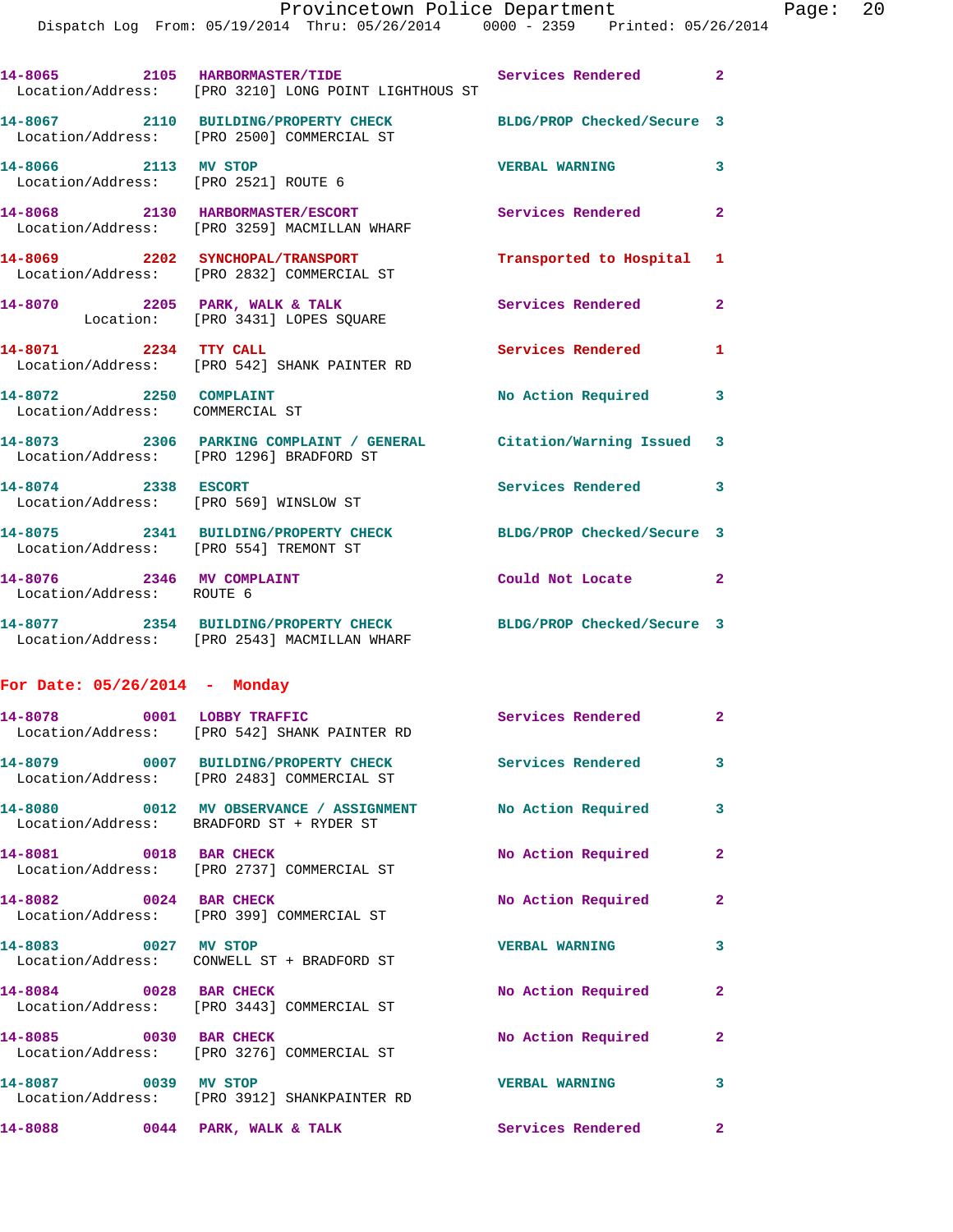14-8065 2105 HARBORMASTER/TIDE Services Rendered 2
Location/Address: [PRO 3210] LONG POINT LIGHTHOUS ST

14-8067 2110 BUILDING/PROPERTY CHECK BLDG/PROP Checked/Secure 3
Location/Address: [PRO 2500] COMMERCIAL ST

14-8066 2113 MV STOP VERBAL WARNING 3
Location/Address: [PRO 2521] ROUTE 6

14-8068 2130 HARBORMASTER/ESCORT Services Rendered 2
Location/Address: [PRO 3259] MACMILLAN WHARF

14-8069 2202 SYNCHOPAL/TRANSPORT Transported to Hospital 1
Location/Address: [PRO 2832] COMMERCIAL ST

14-8070 2205 PARK, WALK & TALK Services Rendered 2
Location: [PRO 3431] LOPES SQUARE

14-8071 2234 TTY CALL Services Rendered 1
Location/Address: [PRO 542] SHANK PAINTER RD

14-8072 2250 COMPLAINT No Action Required 3
Location/Address: COMMERCIAL ST

14-8073 2306 PARKING COMPLAINT / GENERAL Citation/Warning Issued 3
Location/Address: [PRO 1296] BRADFORD ST

14-8074 2338 ESCORT Services Rendered 3
Location/Address: [PRO 569] WINSLOW ST

14-8075 2341 BUILDING/PROPERTY CHECK BLDG/PROP Checked/Secure 3
Location/Address: [PRO 554] TREMONT ST

14-8076 2346 MV COMPLAINT Could Not Locate 2
Location/Address: ROUTE 6

14-8077 2354 BUILDING/PROPERTY CHECK BLDG/PROP Checked/Secure 3
Location/Address: [PRO 2543] MACMILLAN WHARF

**For Date: 05/26/2014 - Monday**

14-8078 0001 LOBBY TRAFFIC Services Rendered 2
Location/Address: [PRO 542] SHANK PAINTER RD

14-8079 0007 BUILDING/PROPERTY CHECK Services Rendered 3
Location/Address: [PRO 2483] COMMERCIAL ST

14-8080 0012 MV OBSERVANCE / ASSIGNMENT No Action Required 3
Location/Address: BRADFORD ST + RYDER ST

14-8081 0018 BAR CHECK No Action Required 2
Location/Address: [PRO 2737] COMMERCIAL ST

14-8082 0024 BAR CHECK No Action Required 2
Location/Address: [PRO 399] COMMERCIAL ST

14-8083 0027 MV STOP VERBAL WARNING 3
Location/Address: CONWELL ST + BRADFORD ST

14-8084 0028 BAR CHECK No Action Required 2
Location/Address: [PRO 3443] COMMERCIAL ST

14-8085 0030 BAR CHECK No Action Required 2
Location/Address: [PRO 3276] COMMERCIAL ST

14-8087 0039 MV STOP VERBAL WARNING 3
Location/Address: [PRO 3912] SHANKPAINTER RD

14-8088 0044 PARK, WALK & TALK Services Rendered 2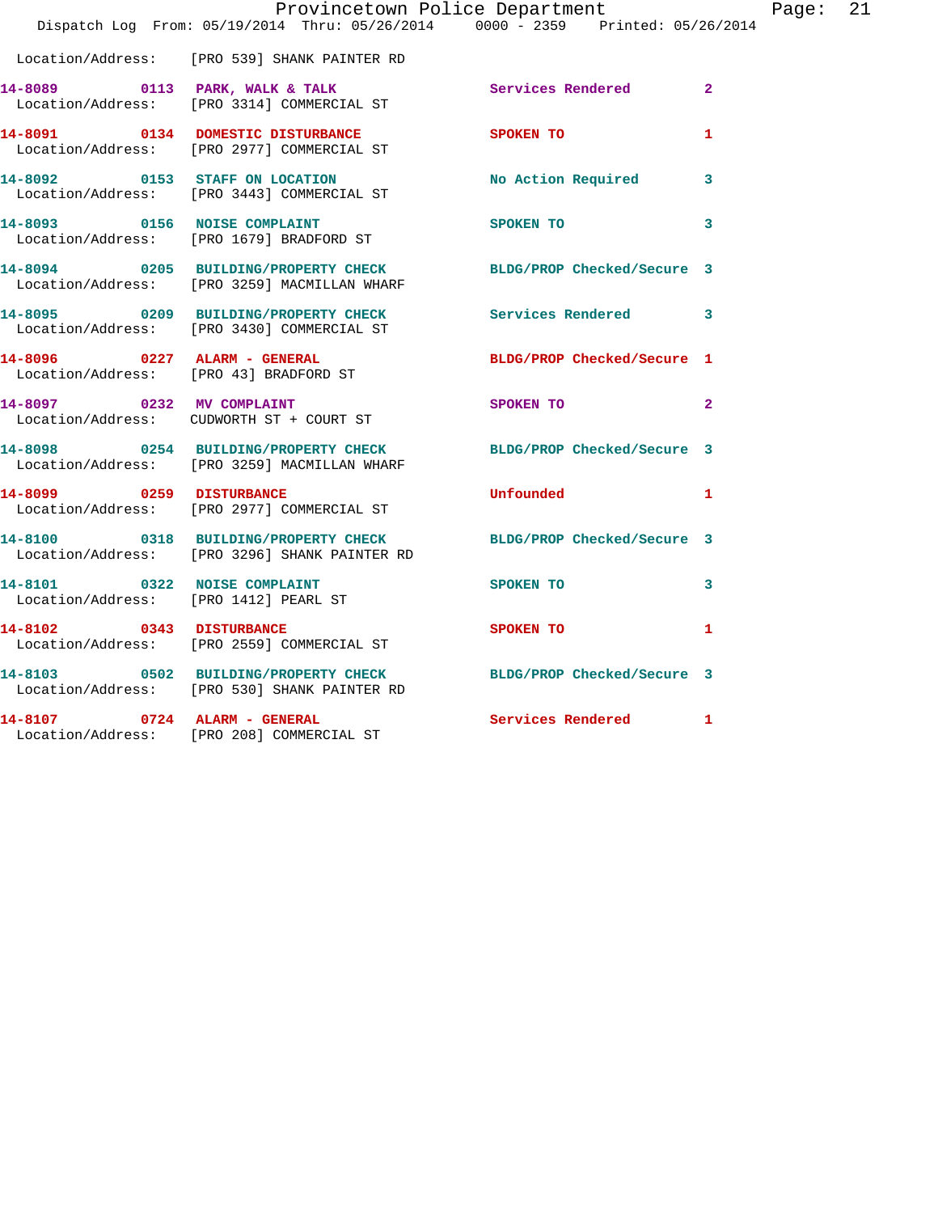Location/Address: [PRO 539] SHANK PAINTER RD

| | | | | |
|---|---|---|---|---|
| 14-8089 | 0113 | PARK, WALK & TALK | Services Rendered | 2 |
| | Location/Address: | [PRO 3314] COMMERCIAL ST | | |
| 14-8091 | 0134 | DOMESTIC DISTURBANCE | SPOKEN TO | 1 |
| | Location/Address: | [PRO 2977] COMMERCIAL ST | | |
| 14-8092 | 0153 | STAFF ON LOCATION | No Action Required | 3 |
| | Location/Address: | [PRO 3443] COMMERCIAL ST | | |
| 14-8093 | 0156 | NOISE COMPLAINT | SPOKEN TO | 3 |
| | Location/Address: | [PRO 1679] BRADFORD ST | | |
| 14-8094 | 0205 | BUILDING/PROPERTY CHECK | BLDG/PROP Checked/Secure | 3 |
| | Location/Address: | [PRO 3259] MACMILLAN WHARF | | |
| 14-8095 | 0209 | BUILDING/PROPERTY CHECK | Services Rendered | 3 |
| | Location/Address: | [PRO 3430] COMMERCIAL ST | | |
| 14-8096 | 0227 | ALARM - GENERAL | BLDG/PROP Checked/Secure | 1 |
| | Location/Address: | [PRO 43] BRADFORD ST | | |
| 14-8097 | 0232 | MV COMPLAINT | SPOKEN TO | 2 |
| | Location/Address: | CUDWORTH ST + COURT ST | | |
| 14-8098 | 0254 | BUILDING/PROPERTY CHECK | BLDG/PROP Checked/Secure | 3 |
| | Location/Address: | [PRO 3259] MACMILLAN WHARF | | |
| 14-8099 | 0259 | DISTURBANCE | Unfounded | 1 |
| | Location/Address: | [PRO 2977] COMMERCIAL ST | | |
| 14-8100 | 0318 | BUILDING/PROPERTY CHECK | BLDG/PROP Checked/Secure | 3 |
| | Location/Address: | [PRO 3296] SHANK PAINTER RD | | |
| 14-8101 | 0322 | NOISE COMPLAINT | SPOKEN TO | 3 |
| | Location/Address: | [PRO 1412] PEARL ST | | |
| 14-8102 | 0343 | DISTURBANCE | SPOKEN TO | 1 |
| | Location/Address: | [PRO 2559] COMMERCIAL ST | | |
| 14-8103 | 0502 | BUILDING/PROPERTY CHECK | BLDG/PROP Checked/Secure | 3 |
| | Location/Address: | [PRO 530] SHANK PAINTER RD | | |
| 14-8107 | 0724 | ALARM - GENERAL | Services Rendered | 1 |
| | Location/Address: | [PRO 208] COMMERCIAL ST | | |